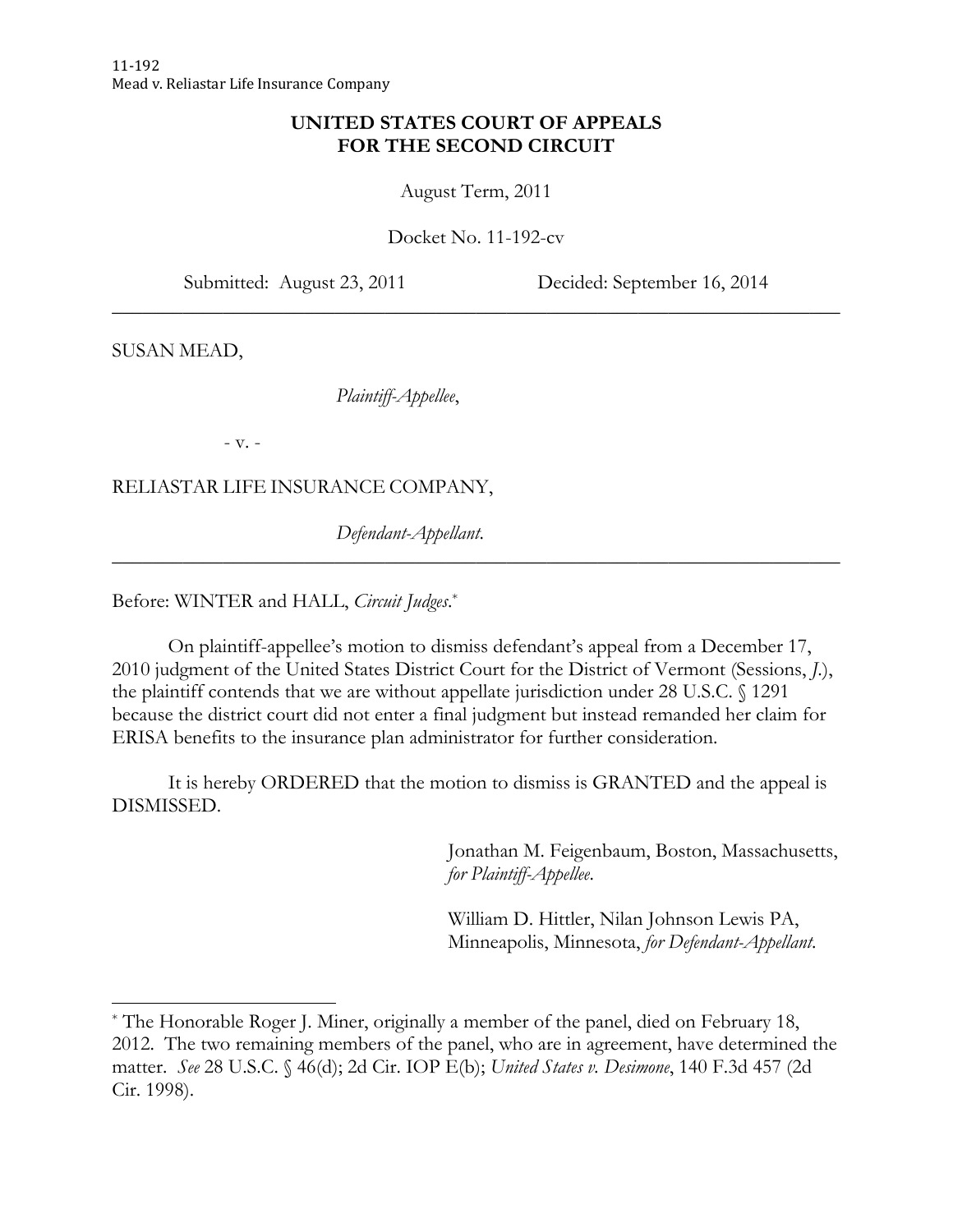11-192
Mead v. Reliastar Life Insurance Company

**UNITED STATES COURT OF APPEALS**
**FOR THE SECOND CIRCUIT**

August Term, 2011

Docket No. 11-192-cv

Submitted: August 23, 2011 Decided: September 16, 2014

---

SUSAN MEAD,

*Plaintiff-Appellee*,

- v. -

RELIASTAR LIFE INSURANCE COMPANY,

*Defendant-Appellant*.

---

Before: WINTER and HALL, *Circuit Judges*.*

On plaintiff-appellee's motion to dismiss defendant's appeal from a December 17, 2010 judgment of the United States District Court for the District of Vermont (Sessions, *J.*), the plaintiff contends that we are without appellate jurisdiction under 28 U.S.C. § 1291 because the district court did not enter a final judgment but instead remanded her claim for ERISA benefits to the insurance plan administrator for further consideration.

It is hereby ORDERED that the motion to dismiss is GRANTED and the appeal is DISMISSED.

Jonathan M. Feigenbaum, Boston, Massachusetts, *for Plaintiff-Appellee*.

William D. Hittler, Nilan Johnson Lewis PA, Minneapolis, Minnesota, *for Defendant-Appellant*.

---

* The Honorable Roger J. Miner, originally a member of the panel, died on February 18, 2012. The two remaining members of the panel, who are in agreement, have determined the matter. *See* 28 U.S.C. § 46(d); 2d Cir. IOP E(b); *United States v. Desimone*, 140 F.3d 457 (2d Cir. 1998).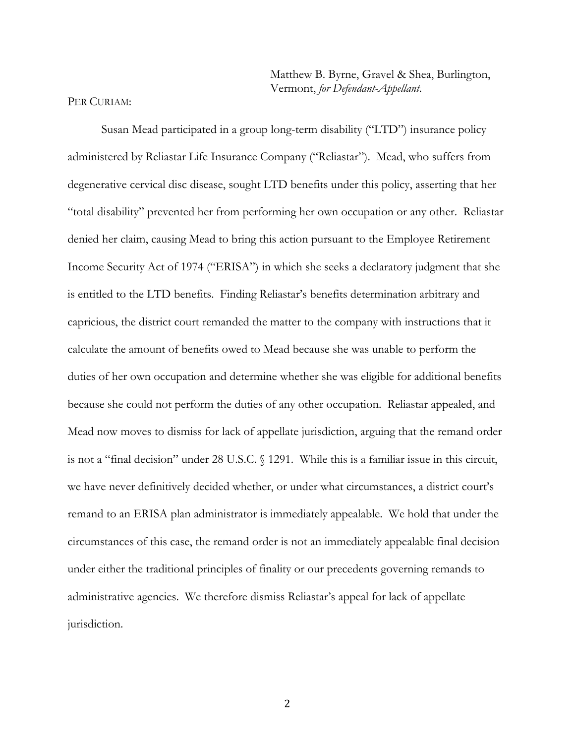Matthew B. Byrne, Gravel & Shea, Burlington, Vermont, *for Defendant-Appellant.*

PER CURIAM:

Susan Mead participated in a group long-term disability ("LTD") insurance policy administered by Reliastar Life Insurance Company ("Reliastar"). Mead, who suffers from degenerative cervical disc disease, sought LTD benefits under this policy, asserting that her "total disability" prevented her from performing her own occupation or any other. Reliastar denied her claim, causing Mead to bring this action pursuant to the Employee Retirement Income Security Act of 1974 ("ERISA") in which she seeks a declaratory judgment that she is entitled to the LTD benefits. Finding Reliastar's benefits determination arbitrary and capricious, the district court remanded the matter to the company with instructions that it calculate the amount of benefits owed to Mead because she was unable to perform the duties of her own occupation and determine whether she was eligible for additional benefits because she could not perform the duties of any other occupation. Reliastar appealed, and Mead now moves to dismiss for lack of appellate jurisdiction, arguing that the remand order is not a "final decision" under 28 U.S.C. § 1291. While this is a familiar issue in this circuit, we have never definitively decided whether, or under what circumstances, a district court's remand to an ERISA plan administrator is immediately appealable. We hold that under the circumstances of this case, the remand order is not an immediately appealable final decision under either the traditional principles of finality or our precedents governing remands to administrative agencies. We therefore dismiss Reliastar's appeal for lack of appellate jurisdiction.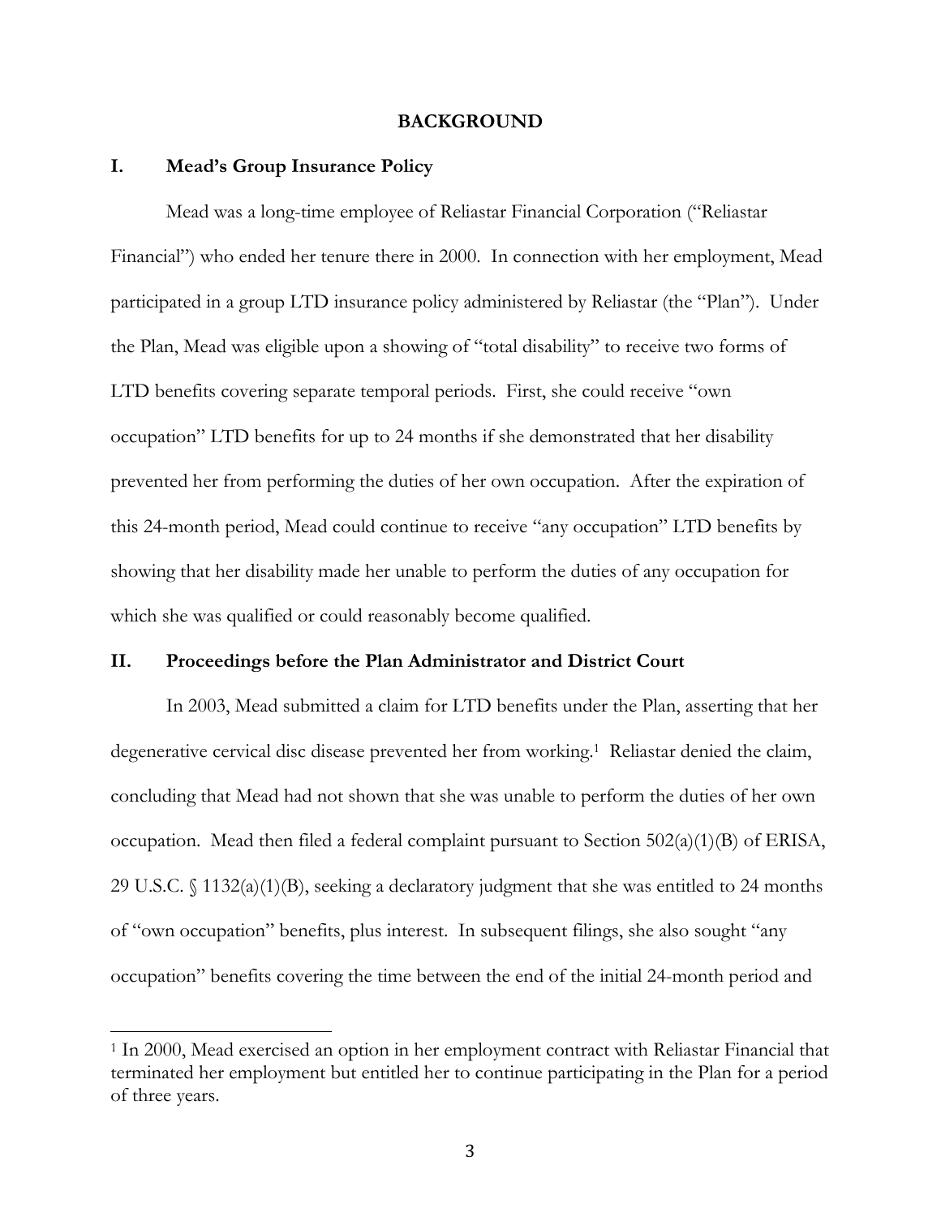## BACKGROUND

### I. Mead's Group Insurance Policy

Mead was a long-time employee of Reliastar Financial Corporation ("Reliastar Financial") who ended her tenure there in 2000. In connection with her employment, Mead participated in a group LTD insurance policy administered by Reliastar (the "Plan"). Under the Plan, Mead was eligible upon a showing of "total disability" to receive two forms of LTD benefits covering separate temporal periods. First, she could receive "own occupation" LTD benefits for up to 24 months if she demonstrated that her disability prevented her from performing the duties of her own occupation. After the expiration of this 24-month period, Mead could continue to receive "any occupation" LTD benefits by showing that her disability made her unable to perform the duties of any occupation for which she was qualified or could reasonably become qualified.

### II. Proceedings before the Plan Administrator and District Court

In 2003, Mead submitted a claim for LTD benefits under the Plan, asserting that her degenerative cervical disc disease prevented her from working.[1] Reliastar denied the claim, concluding that Mead had not shown that she was unable to perform the duties of her own occupation. Mead then filed a federal complaint pursuant to Section 502(a)(1)(B) of ERISA, 29 U.S.C. § 1132(a)(1)(B), seeking a declaratory judgment that she was entitled to 24 months of "own occupation" benefits, plus interest. In subsequent filings, she also sought "any occupation" benefits covering the time between the end of the initial 24-month period and

[1] In 2000, Mead exercised an option in her employment contract with Reliastar Financial that terminated her employment but entitled her to continue participating in the Plan for a period of three years.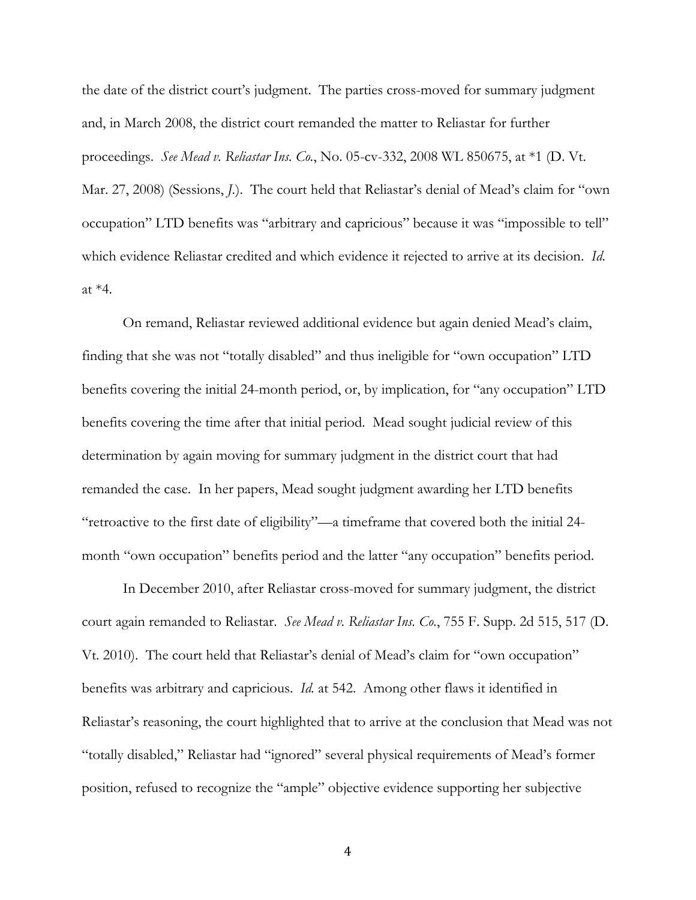the date of the district court's judgment. The parties cross-moved for summary judgment and, in March 2008, the district court remanded the matter to Reliastar for further proceedings. *See Mead v. Reliastar Ins. Co.*, No. 05-cv-332, 2008 WL 850675, at *1 (D. Vt. Mar. 27, 2008) (Sessions, *J.*). The court held that Reliastar's denial of Mead's claim for "own occupation" LTD benefits was "arbitrary and capricious" because it was "impossible to tell" which evidence Reliastar credited and which evidence it rejected to arrive at its decision. *Id.* at *4.

On remand, Reliastar reviewed additional evidence but again denied Mead's claim, finding that she was not "totally disabled" and thus ineligible for "own occupation" LTD benefits covering the initial 24-month period, or, by implication, for "any occupation" LTD benefits covering the time after that initial period. Mead sought judicial review of this determination by again moving for summary judgment in the district court that had remanded the case. In her papers, Mead sought judgment awarding her LTD benefits "retroactive to the first date of eligibility"—a timeframe that covered both the initial 24-month "own occupation" benefits period and the latter "any occupation" benefits period.

In December 2010, after Reliastar cross-moved for summary judgment, the district court again remanded to Reliastar. *See Mead v. Reliastar Ins. Co.*, 755 F. Supp. 2d 515, 517 (D. Vt. 2010). The court held that Reliastar's denial of Mead's claim for "own occupation" benefits was arbitrary and capricious. *Id.* at 542. Among other flaws it identified in Reliastar's reasoning, the court highlighted that to arrive at the conclusion that Mead was not "totally disabled," Reliastar had "ignored" several physical requirements of Mead's former position, refused to recognize the "ample" objective evidence supporting her subjective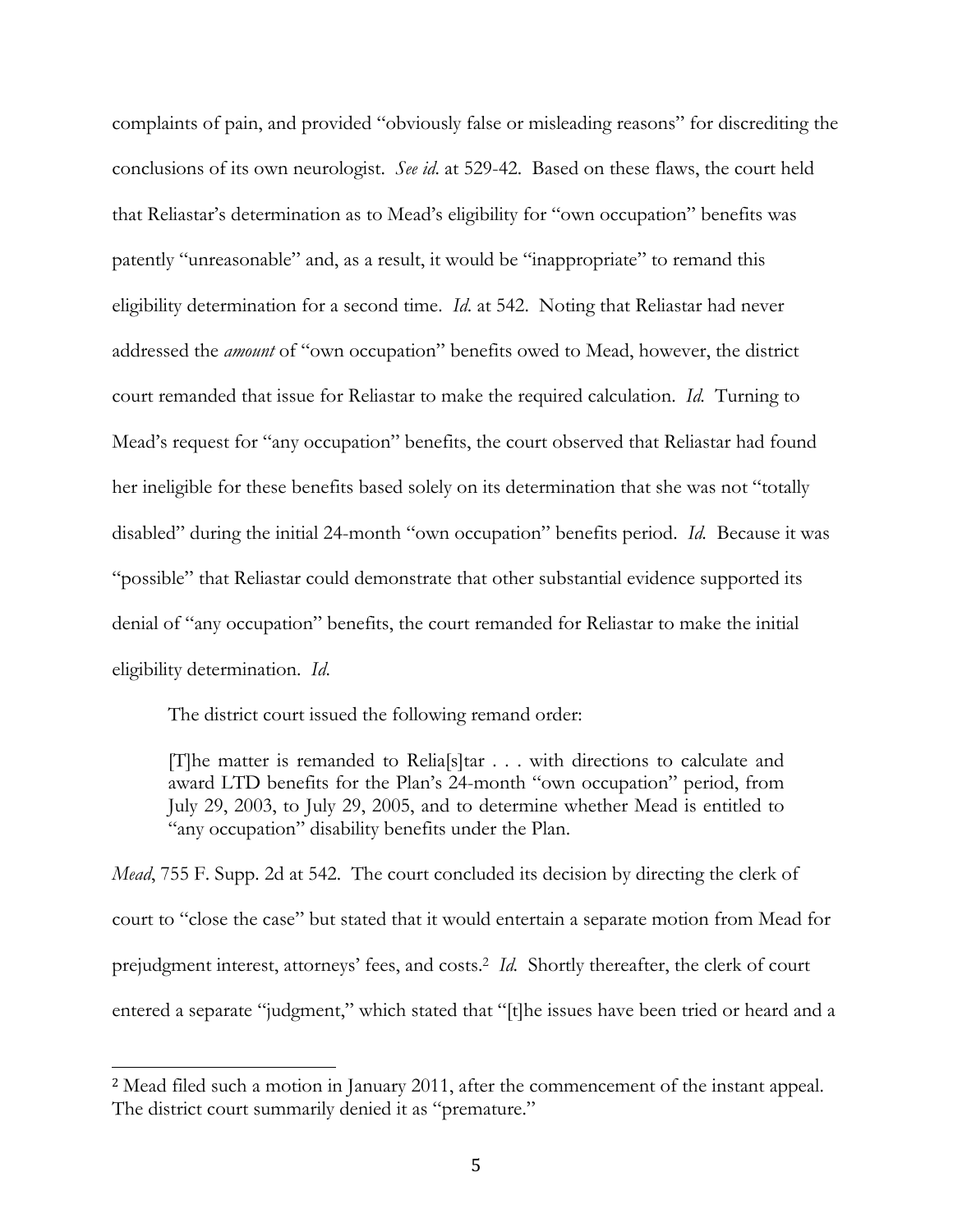complaints of pain, and provided "obviously false or misleading reasons" for discrediting the conclusions of its own neurologist. *See id*. at 529-42. Based on these flaws, the court held that Reliastar's determination as to Mead's eligibility for "own occupation" benefits was patently "unreasonable" and, as a result, it would be "inappropriate" to remand this eligibility determination for a second time. *Id*. at 542. Noting that Reliastar had never addressed the *amount* of "own occupation" benefits owed to Mead, however, the district court remanded that issue for Reliastar to make the required calculation. *Id.* Turning to Mead's request for "any occupation" benefits, the court observed that Reliastar had found her ineligible for these benefits based solely on its determination that she was not "totally disabled" during the initial 24-month "own occupation" benefits period. *Id.* Because it was "possible" that Reliastar could demonstrate that other substantial evidence supported its denial of "any occupation" benefits, the court remanded for Reliastar to make the initial eligibility determination. *Id.*

The district court issued the following remand order:

> [T]he matter is remanded to Relia[s]tar . . . with directions to calculate and award LTD benefits for the Plan's 24-month "own occupation" period, from July 29, 2003, to July 29, 2005, and to determine whether Mead is entitled to "any occupation" disability benefits under the Plan.

*Mead*, 755 F. Supp. 2d at 542. The court concluded its decision by directing the clerk of court to "close the case" but stated that it would entertain a separate motion from Mead for prejudgment interest, attorneys' fees, and costs.[2] *Id.* Shortly thereafter, the clerk of court entered a separate "judgment," which stated that "[t]he issues have been tried or heard and a

---

[2] Mead filed such a motion in January 2011, after the commencement of the instant appeal. The district court summarily denied it as "premature."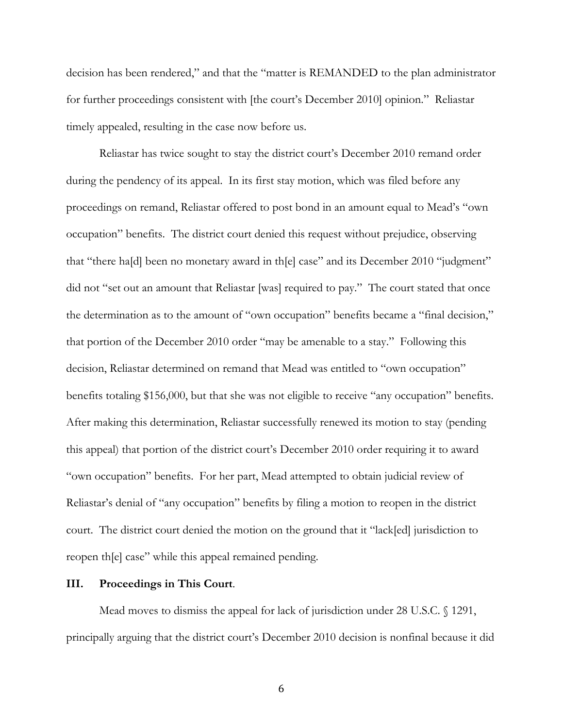decision has been rendered," and that the "matter is REMANDED to the plan administrator for further proceedings consistent with [the court's December 2010] opinion." Reliastar timely appealed, resulting in the case now before us.

Reliastar has twice sought to stay the district court's December 2010 remand order during the pendency of its appeal. In its first stay motion, which was filed before any proceedings on remand, Reliastar offered to post bond in an amount equal to Mead's "own occupation" benefits. The district court denied this request without prejudice, observing that "there ha[d] been no monetary award in th[e] case" and its December 2010 "judgment" did not "set out an amount that Reliastar [was] required to pay." The court stated that once the determination as to the amount of "own occupation" benefits became a "final decision," that portion of the December 2010 order "may be amenable to a stay." Following this decision, Reliastar determined on remand that Mead was entitled to "own occupation" benefits totaling $156,000, but that she was not eligible to receive "any occupation" benefits. After making this determination, Reliastar successfully renewed its motion to stay (pending this appeal) that portion of the district court's December 2010 order requiring it to award "own occupation" benefits. For her part, Mead attempted to obtain judicial review of Reliastar's denial of "any occupation" benefits by filing a motion to reopen in the district court. The district court denied the motion on the ground that it "lack[ed] jurisdiction to reopen th[e] case" while this appeal remained pending.

### III. Proceedings in This Court.

Mead moves to dismiss the appeal for lack of jurisdiction under 28 U.S.C. § 1291, principally arguing that the district court's December 2010 decision is nonfinal because it did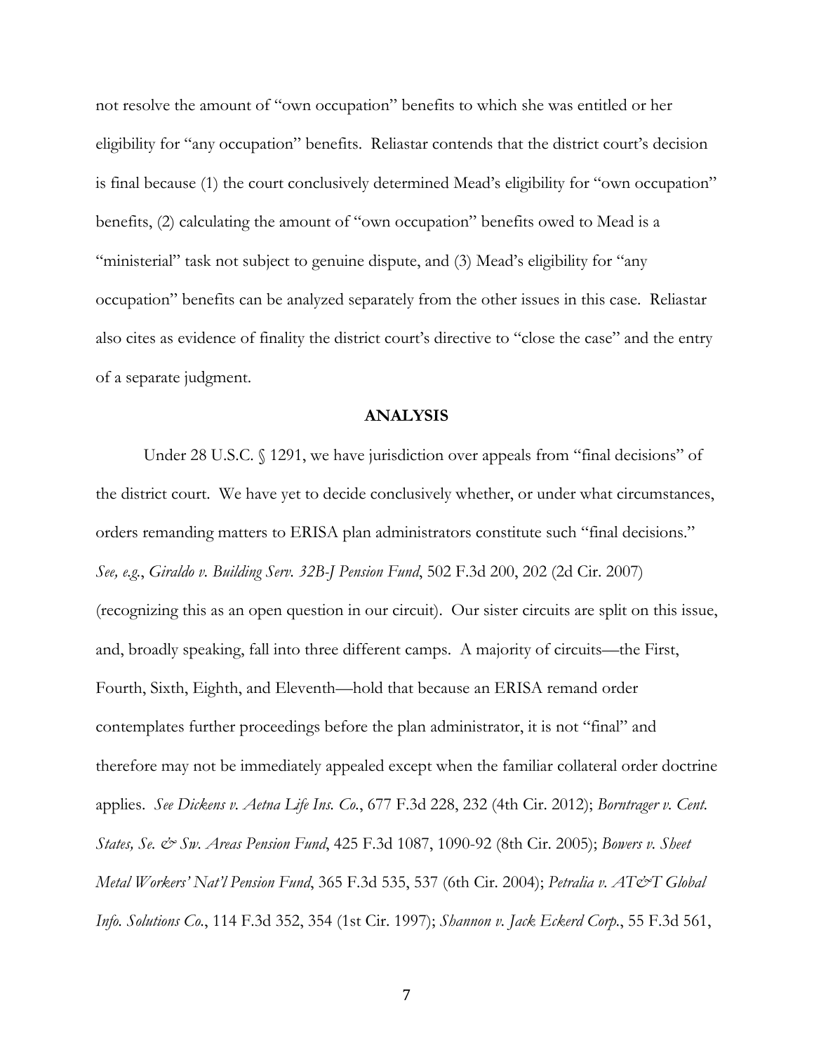not resolve the amount of "own occupation" benefits to which she was entitled or her eligibility for "any occupation" benefits. Reliastar contends that the district court's decision is final because (1) the court conclusively determined Mead's eligibility for "own occupation" benefits, (2) calculating the amount of "own occupation" benefits owed to Mead is a "ministerial" task not subject to genuine dispute, and (3) Mead's eligibility for "any occupation" benefits can be analyzed separately from the other issues in this case. Reliastar also cites as evidence of finality the district court's directive to "close the case" and the entry of a separate judgment.

## ANALYSIS

Under 28 U.S.C. § 1291, we have jurisdiction over appeals from "final decisions" of the district court. We have yet to decide conclusively whether, or under what circumstances, orders remanding matters to ERISA plan administrators constitute such "final decisions." *See, e.g.*, *Giraldo v. Building Serv. 32B-J Pension Fund*, 502 F.3d 200, 202 (2d Cir. 2007) (recognizing this as an open question in our circuit). Our sister circuits are split on this issue, and, broadly speaking, fall into three different camps. A majority of circuits—the First, Fourth, Sixth, Eighth, and Eleventh—hold that because an ERISA remand order contemplates further proceedings before the plan administrator, it is not "final" and therefore may not be immediately appealed except when the familiar collateral order doctrine applies. *See Dickens v. Aetna Life Ins. Co.*, 677 F.3d 228, 232 (4th Cir. 2012); *Borntrager v. Cent. States, Se. & Sw. Areas Pension Fund*, 425 F.3d 1087, 1090-92 (8th Cir. 2005); *Bowers v. Sheet Metal Workers' Nat'l Pension Fund*, 365 F.3d 535, 537 (6th Cir. 2004); *Petralia v. AT&T Global Info. Solutions Co.*, 114 F.3d 352, 354 (1st Cir. 1997); *Shannon v. Jack Eckerd Corp.*, 55 F.3d 561,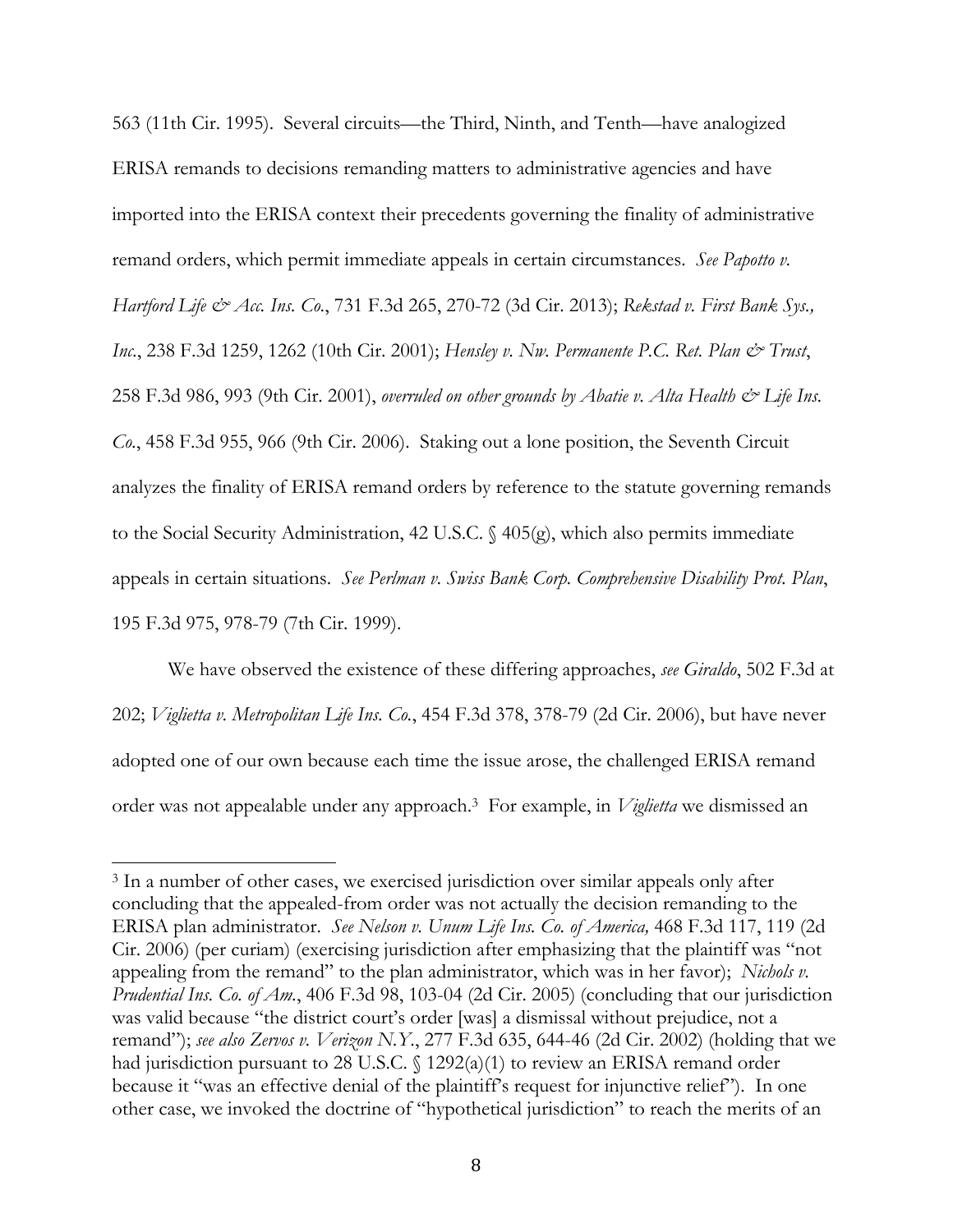563 (11th Cir. 1995). Several circuits—the Third, Ninth, and Tenth—have analogized ERISA remands to decisions remanding matters to administrative agencies and have imported into the ERISA context their precedents governing the finality of administrative remand orders, which permit immediate appeals in certain circumstances. *See Papotto v. Hartford Life & Acc. Ins. Co.*, 731 F.3d 265, 270-72 (3d Cir. 2013); *Rekstad v. First Bank Sys., Inc.*, 238 F.3d 1259, 1262 (10th Cir. 2001); *Hensley v. Nw. Permanente P.C. Ret. Plan & Trust*, 258 F.3d 986, 993 (9th Cir. 2001), *overruled on other grounds by Abatie v. Alta Health & Life Ins. Co.*, 458 F.3d 955, 966 (9th Cir. 2006). Staking out a lone position, the Seventh Circuit analyzes the finality of ERISA remand orders by reference to the statute governing remands to the Social Security Administration, 42 U.S.C. § 405(g), which also permits immediate appeals in certain situations. *See Perlman v. Swiss Bank Corp. Comprehensive Disability Prot. Plan*, 195 F.3d 975, 978-79 (7th Cir. 1999).

We have observed the existence of these differing approaches, *see Giraldo*, 502 F.3d at 202; *Viglietta v. Metropolitan Life Ins. Co.*, 454 F.3d 378, 378-79 (2d Cir. 2006), but have never adopted one of our own because each time the issue arose, the challenged ERISA remand order was not appealable under any approach.[3] For example, in *Viglietta* we dismissed an

[3] In a number of other cases, we exercised jurisdiction over similar appeals only after concluding that the appealed-from order was not actually the decision remanding to the ERISA plan administrator. *See Nelson v. Unum Life Ins. Co. of America,* 468 F.3d 117, 119 (2d Cir. 2006) (per curiam) (exercising jurisdiction after emphasizing that the plaintiff was "not appealing from the remand" to the plan administrator, which was in her favor); *Nichols v. Prudential Ins. Co. of Am.*, 406 F.3d 98, 103-04 (2d Cir. 2005) (concluding that our jurisdiction was valid because "the district court's order [was] a dismissal without prejudice, not a remand"); *see also Zervos v. Verizon N.Y.*, 277 F.3d 635, 644-46 (2d Cir. 2002) (holding that we had jurisdiction pursuant to 28 U.S.C. § 1292(a)(1) to review an ERISA remand order because it "was an effective denial of the plaintiff's request for injunctive relief"). In one other case, we invoked the doctrine of "hypothetical jurisdiction" to reach the merits of an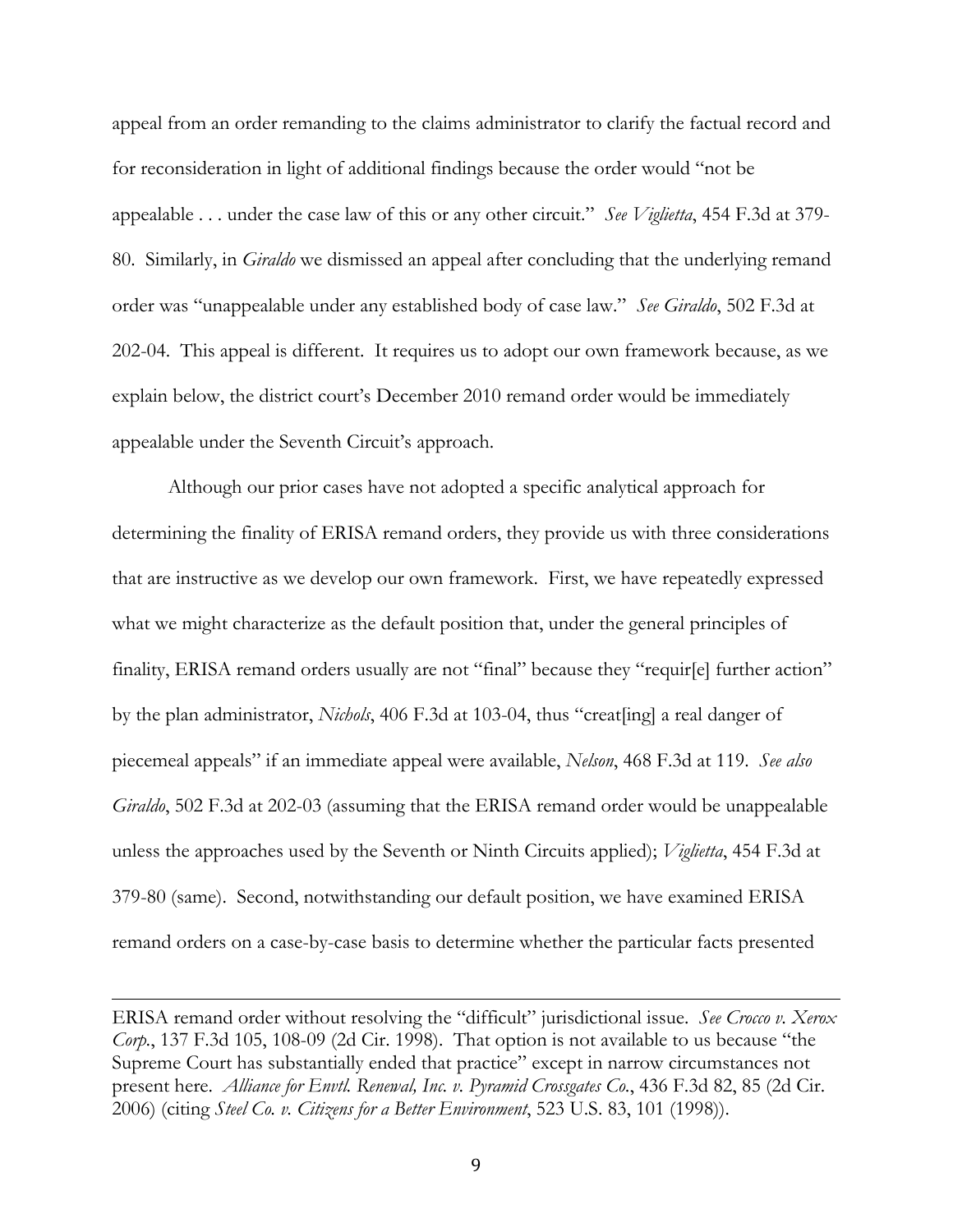appeal from an order remanding to the claims administrator to clarify the factual record and for reconsideration in light of additional findings because the order would "not be appealable . . . under the case law of this or any other circuit." *See Viglietta*, 454 F.3d at 379-80. Similarly, in *Giraldo* we dismissed an appeal after concluding that the underlying remand order was "unappealable under any established body of case law." *See Giraldo*, 502 F.3d at 202-04. This appeal is different. It requires us to adopt our own framework because, as we explain below, the district court's December 2010 remand order would be immediately appealable under the Seventh Circuit's approach.

Although our prior cases have not adopted a specific analytical approach for determining the finality of ERISA remand orders, they provide us with three considerations that are instructive as we develop our own framework. First, we have repeatedly expressed what we might characterize as the default position that, under the general principles of finality, ERISA remand orders usually are not "final" because they "requir[e] further action" by the plan administrator, *Nichols*, 406 F.3d at 103-04, thus "creat[ing] a real danger of piecemeal appeals" if an immediate appeal were available, *Nelson*, 468 F.3d at 119. *See also Giraldo*, 502 F.3d at 202-03 (assuming that the ERISA remand order would be unappealable unless the approaches used by the Seventh or Ninth Circuits applied); *Viglietta*, 454 F.3d at 379-80 (same). Second, notwithstanding our default position, we have examined ERISA remand orders on a case-by-case basis to determine whether the particular facts presented

---

ERISA remand order without resolving the "difficult" jurisdictional issue. *See Crocco v. Xerox Corp.*, 137 F.3d 105, 108-09 (2d Cir. 1998). That option is not available to us because "the Supreme Court has substantially ended that practice" except in narrow circumstances not present here. *Alliance for Envtl. Renewal, Inc. v. Pyramid Crossgates Co.*, 436 F.3d 82, 85 (2d Cir. 2006) (citing *Steel Co. v. Citizens for a Better Environment*, 523 U.S. 83, 101 (1998)).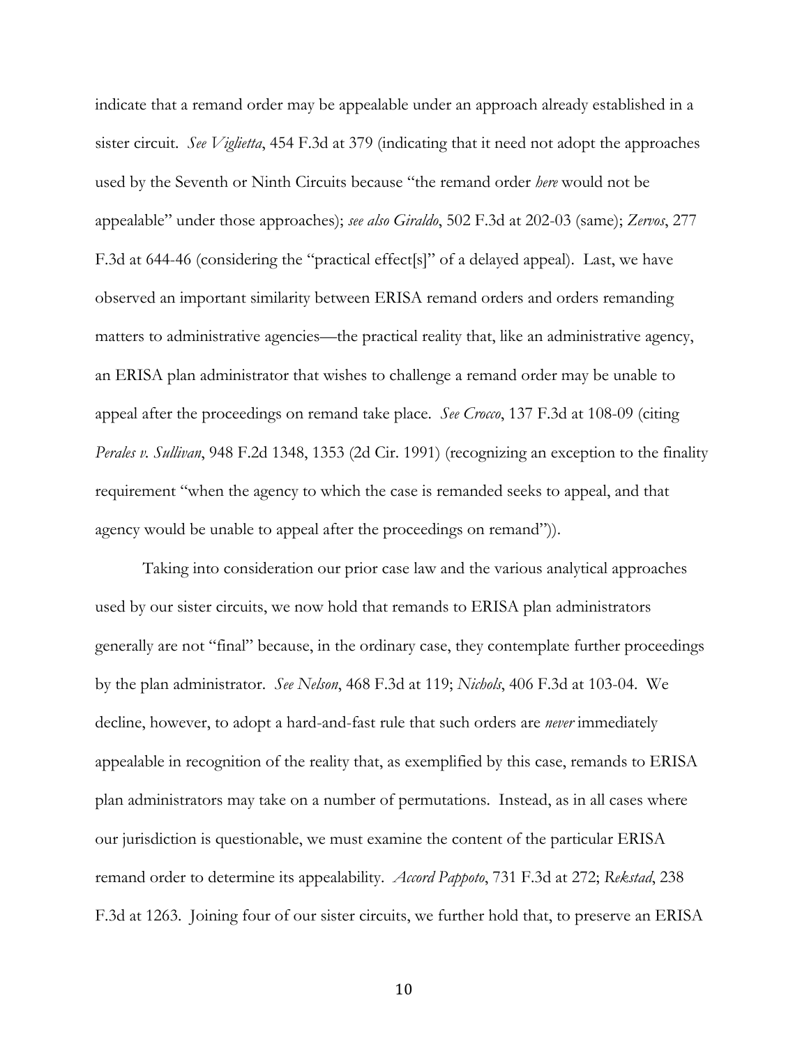indicate that a remand order may be appealable under an approach already established in a sister circuit. *See Viglietta*, 454 F.3d at 379 (indicating that it need not adopt the approaches used by the Seventh or Ninth Circuits because "the remand order *here* would not be appealable" under those approaches); *see also Giraldo*, 502 F.3d at 202-03 (same); *Zervos*, 277 F.3d at 644-46 (considering the "practical effect[s]" of a delayed appeal). Last, we have observed an important similarity between ERISA remand orders and orders remanding matters to administrative agencies—the practical reality that, like an administrative agency, an ERISA plan administrator that wishes to challenge a remand order may be unable to appeal after the proceedings on remand take place. *See Crocco*, 137 F.3d at 108-09 (citing *Perales v. Sullivan*, 948 F.2d 1348, 1353 (2d Cir. 1991) (recognizing an exception to the finality requirement "when the agency to which the case is remanded seeks to appeal, and that agency would be unable to appeal after the proceedings on remand")).

Taking into consideration our prior case law and the various analytical approaches used by our sister circuits, we now hold that remands to ERISA plan administrators generally are not "final" because, in the ordinary case, they contemplate further proceedings by the plan administrator. *See Nelson*, 468 F.3d at 119; *Nichols*, 406 F.3d at 103-04. We decline, however, to adopt a hard-and-fast rule that such orders are *never* immediately appealable in recognition of the reality that, as exemplified by this case, remands to ERISA plan administrators may take on a number of permutations. Instead, as in all cases where our jurisdiction is questionable, we must examine the content of the particular ERISA remand order to determine its appealability. *Accord Pappoto*, 731 F.3d at 272; *Rekstad*, 238 F.3d at 1263. Joining four of our sister circuits, we further hold that, to preserve an ERISA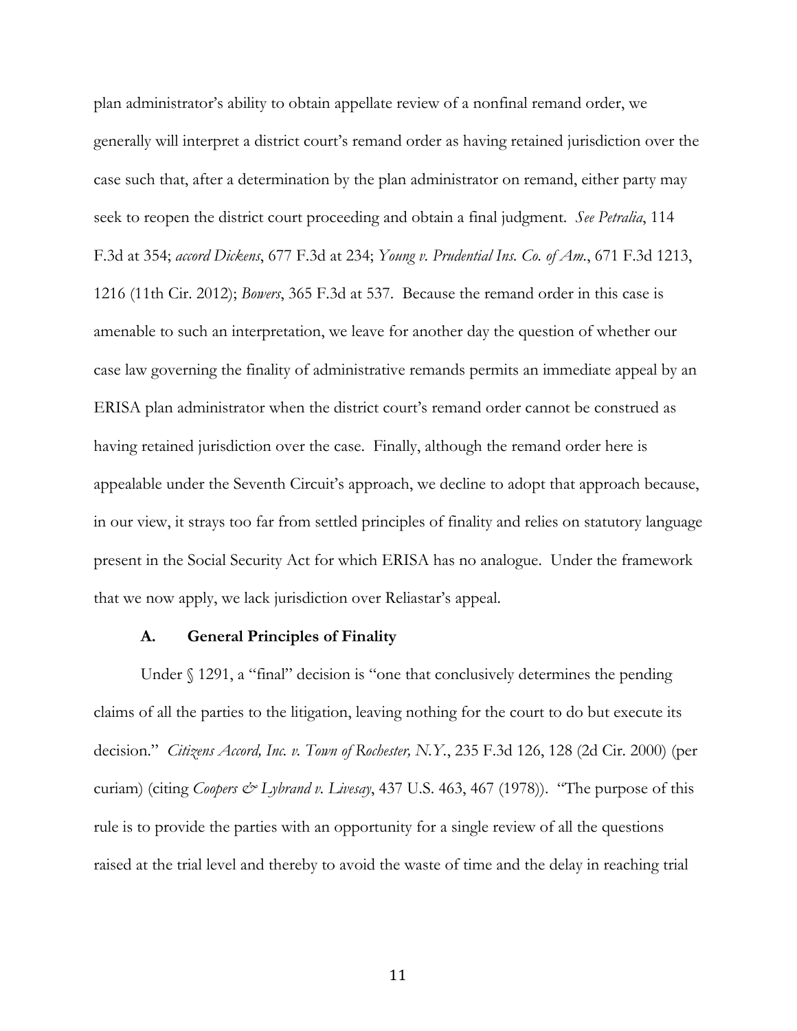plan administrator's ability to obtain appellate review of a nonfinal remand order, we generally will interpret a district court's remand order as having retained jurisdiction over the case such that, after a determination by the plan administrator on remand, either party may seek to reopen the district court proceeding and obtain a final judgment. *See Petralia*, 114 F.3d at 354; *accord Dickens*, 677 F.3d at 234; *Young v. Prudential Ins. Co. of Am.*, 671 F.3d 1213, 1216 (11th Cir. 2012); *Bowers*, 365 F.3d at 537. Because the remand order in this case is amenable to such an interpretation, we leave for another day the question of whether our case law governing the finality of administrative remands permits an immediate appeal by an ERISA plan administrator when the district court's remand order cannot be construed as having retained jurisdiction over the case. Finally, although the remand order here is appealable under the Seventh Circuit's approach, we decline to adopt that approach because, in our view, it strays too far from settled principles of finality and relies on statutory language present in the Social Security Act for which ERISA has no analogue. Under the framework that we now apply, we lack jurisdiction over Reliastar's appeal.

### A. General Principles of Finality

Under § 1291, a "final" decision is "one that conclusively determines the pending claims of all the parties to the litigation, leaving nothing for the court to do but execute its decision." *Citizens Accord, Inc. v. Town of Rochester, N.Y.*, 235 F.3d 126, 128 (2d Cir. 2000) (per curiam) (citing *Coopers & Lybrand v. Livesay*, 437 U.S. 463, 467 (1978)). "The purpose of this rule is to provide the parties with an opportunity for a single review of all the questions raised at the trial level and thereby to avoid the waste of time and the delay in reaching trial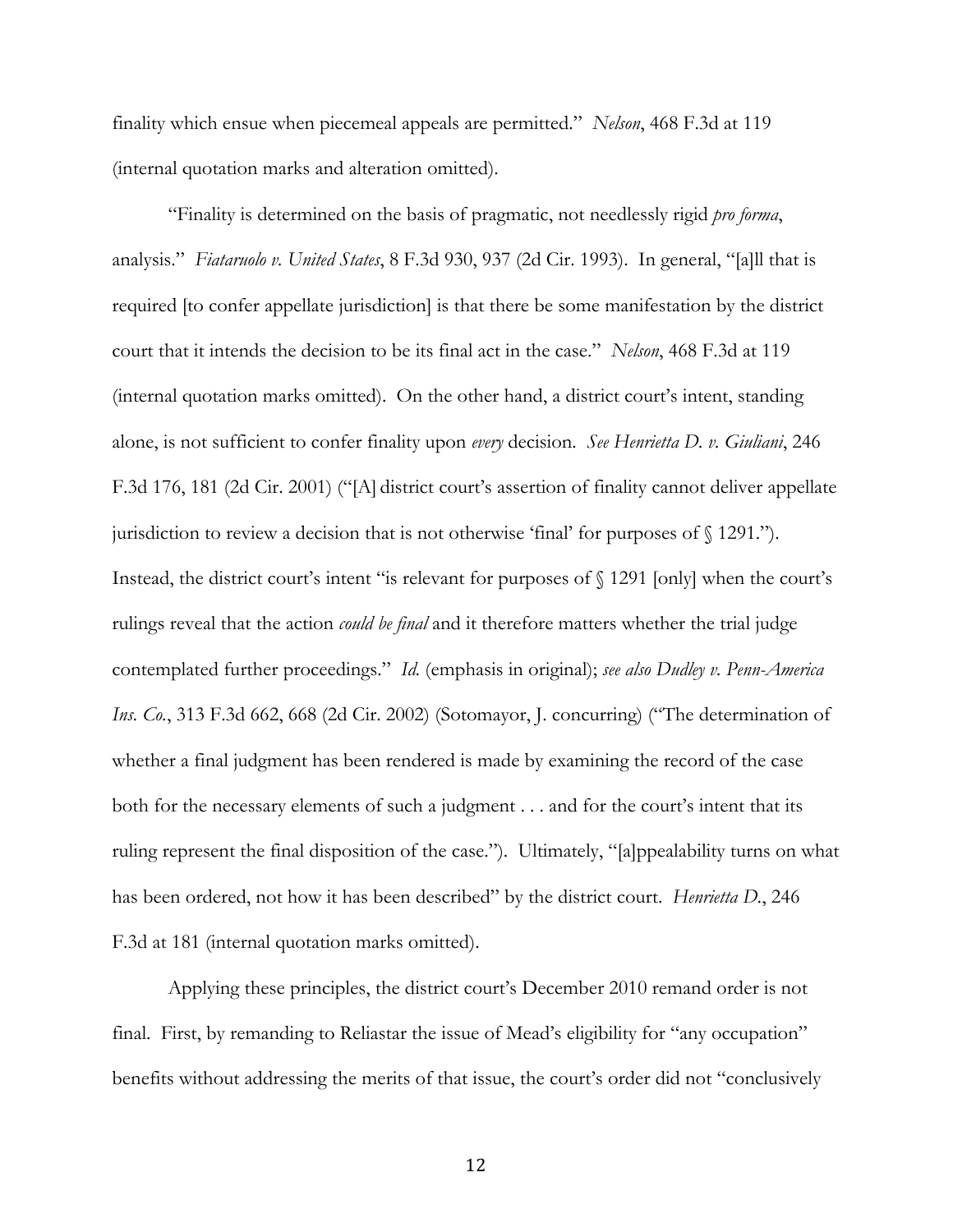finality which ensue when piecemeal appeals are permitted." *Nelson*, 468 F.3d at 119 (internal quotation marks and alteration omitted).

"Finality is determined on the basis of pragmatic, not needlessly rigid *pro forma*, analysis." *Fiataruolo v. United States*, 8 F.3d 930, 937 (2d Cir. 1993). In general, "[a]ll that is required [to confer appellate jurisdiction] is that there be some manifestation by the district court that it intends the decision to be its final act in the case." *Nelson*, 468 F.3d at 119 (internal quotation marks omitted). On the other hand, a district court's intent, standing alone, is not sufficient to confer finality upon *every* decision. *See Henrietta D. v. Giuliani*, 246 F.3d 176, 181 (2d Cir. 2001) ("[A] district court's assertion of finality cannot deliver appellate jurisdiction to review a decision that is not otherwise 'final' for purposes of § 1291."). Instead, the district court's intent "is relevant for purposes of § 1291 [only] when the court's rulings reveal that the action *could be final* and it therefore matters whether the trial judge contemplated further proceedings." *Id.* (emphasis in original); *see also Dudley v. Penn-America Ins. Co.*, 313 F.3d 662, 668 (2d Cir. 2002) (Sotomayor, J. concurring) ("The determination of whether a final judgment has been rendered is made by examining the record of the case both for the necessary elements of such a judgment . . . and for the court's intent that its ruling represent the final disposition of the case."). Ultimately, "[a]ppealability turns on what has been ordered, not how it has been described" by the district court. *Henrietta D.*, 246 F.3d at 181 (internal quotation marks omitted).

Applying these principles, the district court's December 2010 remand order is not final. First, by remanding to Reliastar the issue of Mead's eligibility for "any occupation" benefits without addressing the merits of that issue, the court's order did not "conclusively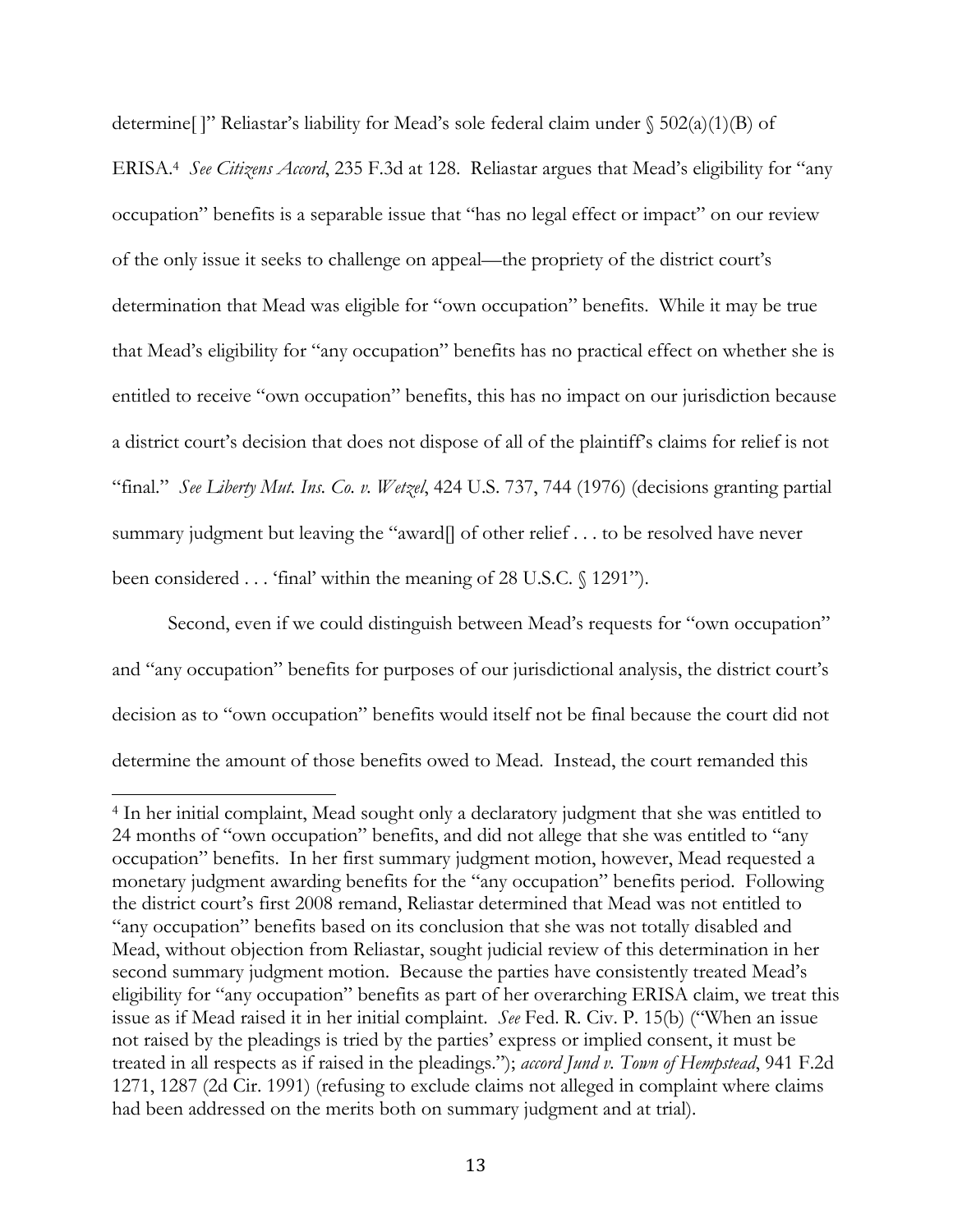determine[ ]" Reliastar's liability for Mead's sole federal claim under § 502(a)(1)(B) of ERISA.[4] *See Citizens Accord*, 235 F.3d at 128. Reliastar argues that Mead's eligibility for "any occupation" benefits is a separable issue that "has no legal effect or impact" on our review of the only issue it seeks to challenge on appeal—the propriety of the district court's determination that Mead was eligible for "own occupation" benefits. While it may be true that Mead's eligibility for "any occupation" benefits has no practical effect on whether she is entitled to receive "own occupation" benefits, this has no impact on our jurisdiction because a district court's decision that does not dispose of all of the plaintiff's claims for relief is not "final." *See Liberty Mut. Ins. Co. v. Wetzel*, 424 U.S. 737, 744 (1976) (decisions granting partial summary judgment but leaving the "award[] of other relief . . . to be resolved have never been considered . . . 'final' within the meaning of 28 U.S.C. § 1291").

Second, even if we could distinguish between Mead's requests for "own occupation" and "any occupation" benefits for purposes of our jurisdictional analysis, the district court's decision as to "own occupation" benefits would itself not be final because the court did not determine the amount of those benefits owed to Mead. Instead, the court remanded this

[4] In her initial complaint, Mead sought only a declaratory judgment that she was entitled to 24 months of "own occupation" benefits, and did not allege that she was entitled to "any occupation" benefits. In her first summary judgment motion, however, Mead requested a monetary judgment awarding benefits for the "any occupation" benefits period. Following the district court's first 2008 remand, Reliastar determined that Mead was not entitled to "any occupation" benefits based on its conclusion that she was not totally disabled and Mead, without objection from Reliastar, sought judicial review of this determination in her second summary judgment motion. Because the parties have consistently treated Mead's eligibility for "any occupation" benefits as part of her overarching ERISA claim, we treat this issue as if Mead raised it in her initial complaint. *See* Fed. R. Civ. P. 15(b) ("When an issue not raised by the pleadings is tried by the parties' express or implied consent, it must be treated in all respects as if raised in the pleadings."); *accord Jund v. Town of Hempstead*, 941 F.2d 1271, 1287 (2d Cir. 1991) (refusing to exclude claims not alleged in complaint where claims had been addressed on the merits both on summary judgment and at trial).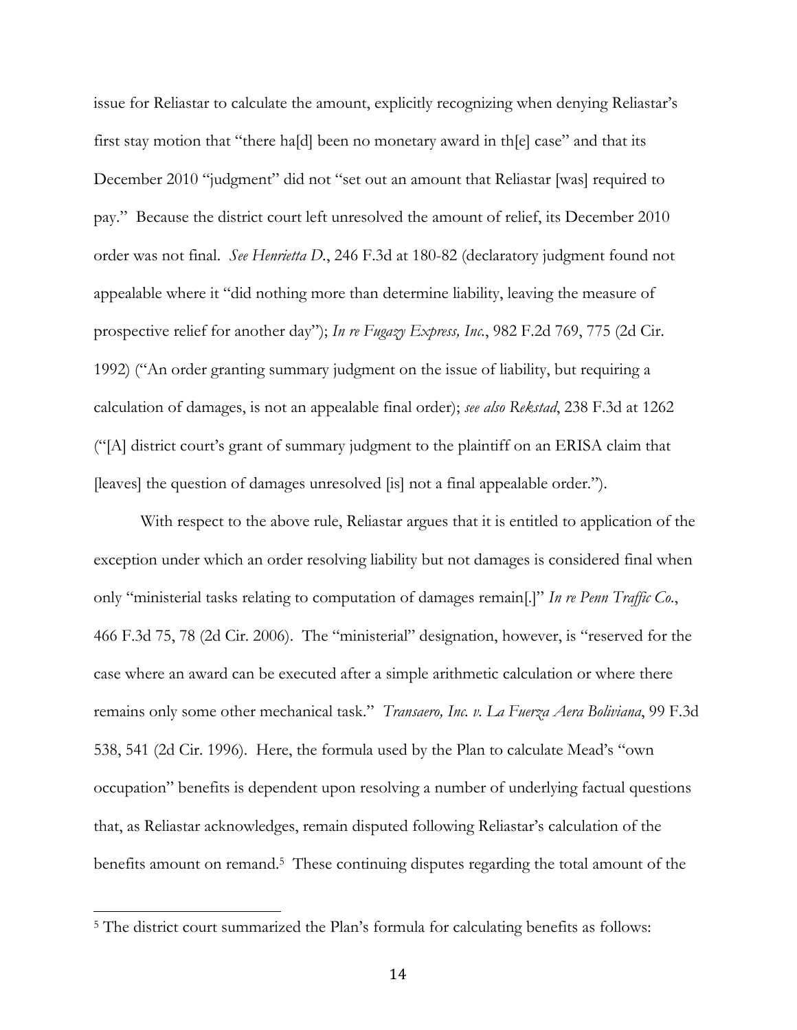issue for Reliastar to calculate the amount, explicitly recognizing when denying Reliastar's first stay motion that "there ha[d] been no monetary award in th[e] case" and that its December 2010 "judgment" did not "set out an amount that Reliastar [was] required to pay." Because the district court left unresolved the amount of relief, its December 2010 order was not final. *See Henrietta D.*, 246 F.3d at 180-82 (declaratory judgment found not appealable where it "did nothing more than determine liability, leaving the measure of prospective relief for another day"); *In re Fugazy Express, Inc.*, 982 F.2d 769, 775 (2d Cir. 1992) ("An order granting summary judgment on the issue of liability, but requiring a calculation of damages, is not an appealable final order); *see also Rekstad*, 238 F.3d at 1262 ("[A] district court's grant of summary judgment to the plaintiff on an ERISA claim that [leaves] the question of damages unresolved [is] not a final appealable order.").

With respect to the above rule, Reliastar argues that it is entitled to application of the exception under which an order resolving liability but not damages is considered final when only "ministerial tasks relating to computation of damages remain[.]" *In re Penn Traffic Co.*, 466 F.3d 75, 78 (2d Cir. 2006). The "ministerial" designation, however, is "reserved for the case where an award can be executed after a simple arithmetic calculation or where there remains only some other mechanical task." *Transaero, Inc. v. La Fuerza Aera Boliviana*, 99 F.3d 538, 541 (2d Cir. 1996). Here, the formula used by the Plan to calculate Mead's "own occupation" benefits is dependent upon resolving a number of underlying factual questions that, as Reliastar acknowledges, remain disputed following Reliastar's calculation of the benefits amount on remand.[5] These continuing disputes regarding the total amount of the

[5] The district court summarized the Plan's formula for calculating benefits as follows: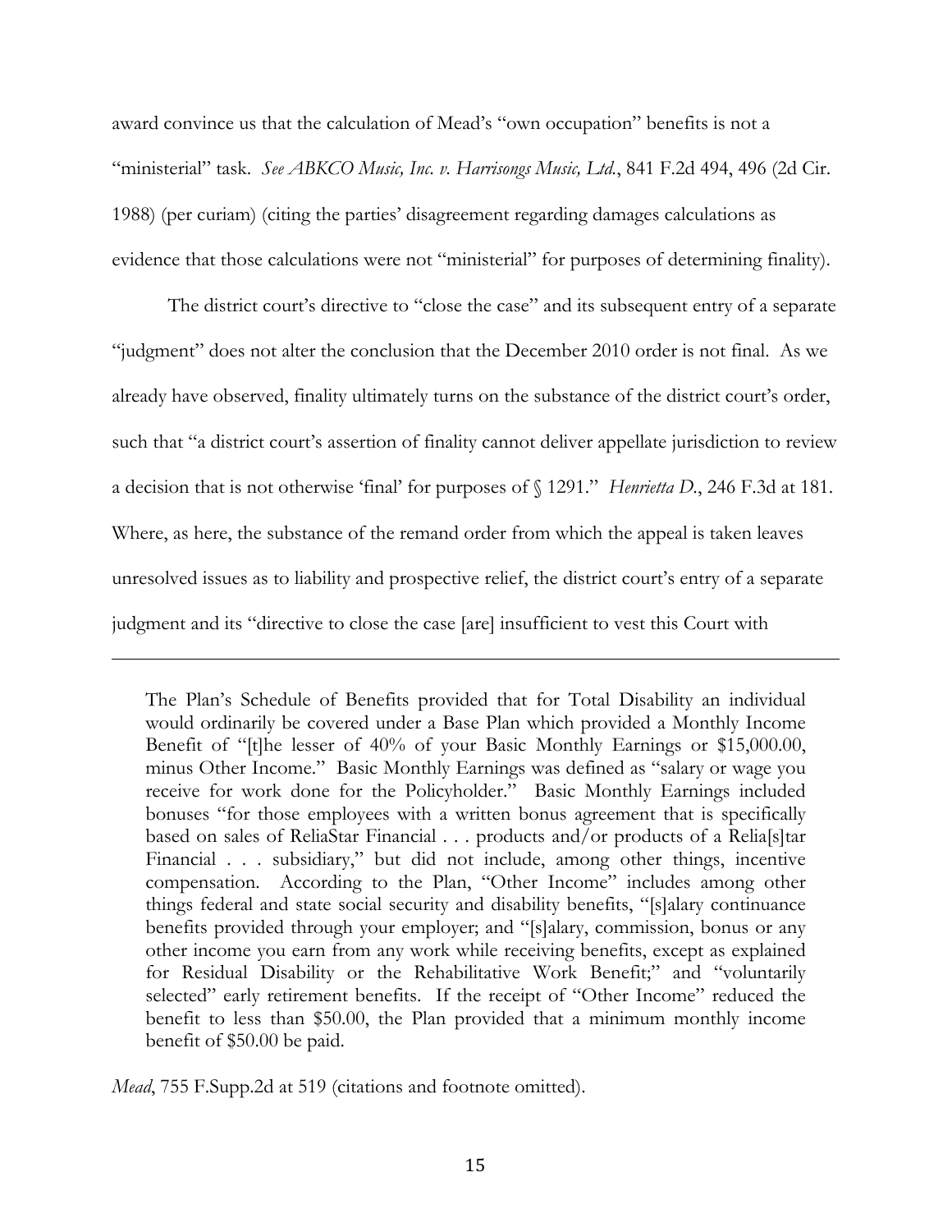award convince us that the calculation of Mead's "own occupation" benefits is not a "ministerial" task. *See ABKCO Music, Inc. v. Harrisongs Music, Ltd.*, 841 F.2d 494, 496 (2d Cir. 1988) (per curiam) (citing the parties' disagreement regarding damages calculations as evidence that those calculations were not "ministerial" for purposes of determining finality).

The district court's directive to "close the case" and its subsequent entry of a separate "judgment" does not alter the conclusion that the December 2010 order is not final. As we already have observed, finality ultimately turns on the substance of the district court's order, such that "a district court's assertion of finality cannot deliver appellate jurisdiction to review a decision that is not otherwise 'final' for purposes of § 1291." *Henrietta D.*, 246 F.3d at 181. Where, as here, the substance of the remand order from which the appeal is taken leaves unresolved issues as to liability and prospective relief, the district court's entry of a separate judgment and its "directive to close the case [are] insufficient to vest this Court with

---

> The Plan's Schedule of Benefits provided that for Total Disability an individual would ordinarily be covered under a Base Plan which provided a Monthly Income Benefit of "[t]he lesser of 40% of your Basic Monthly Earnings or $15,000.00, minus Other Income." Basic Monthly Earnings was defined as "salary or wage you receive for work done for the Policyholder." Basic Monthly Earnings included bonuses "for those employees with a written bonus agreement that is specifically based on sales of ReliaStar Financial . . . products and/or products of a Relia[s]tar Financial . . . subsidiary," but did not include, among other things, incentive compensation. According to the Plan, "Other Income" includes among other things federal and state social security and disability benefits, "[s]alary continuance benefits provided through your employer; and "[s]alary, commission, bonus or any other income you earn from any work while receiving benefits, except as explained for Residual Disability or the Rehabilitative Work Benefit;" and "voluntarily selected" early retirement benefits. If the receipt of "Other Income" reduced the benefit to less than $50.00, the Plan provided that a minimum monthly income benefit of $50.00 be paid.

*Mead*, 755 F.Supp.2d at 519 (citations and footnote omitted).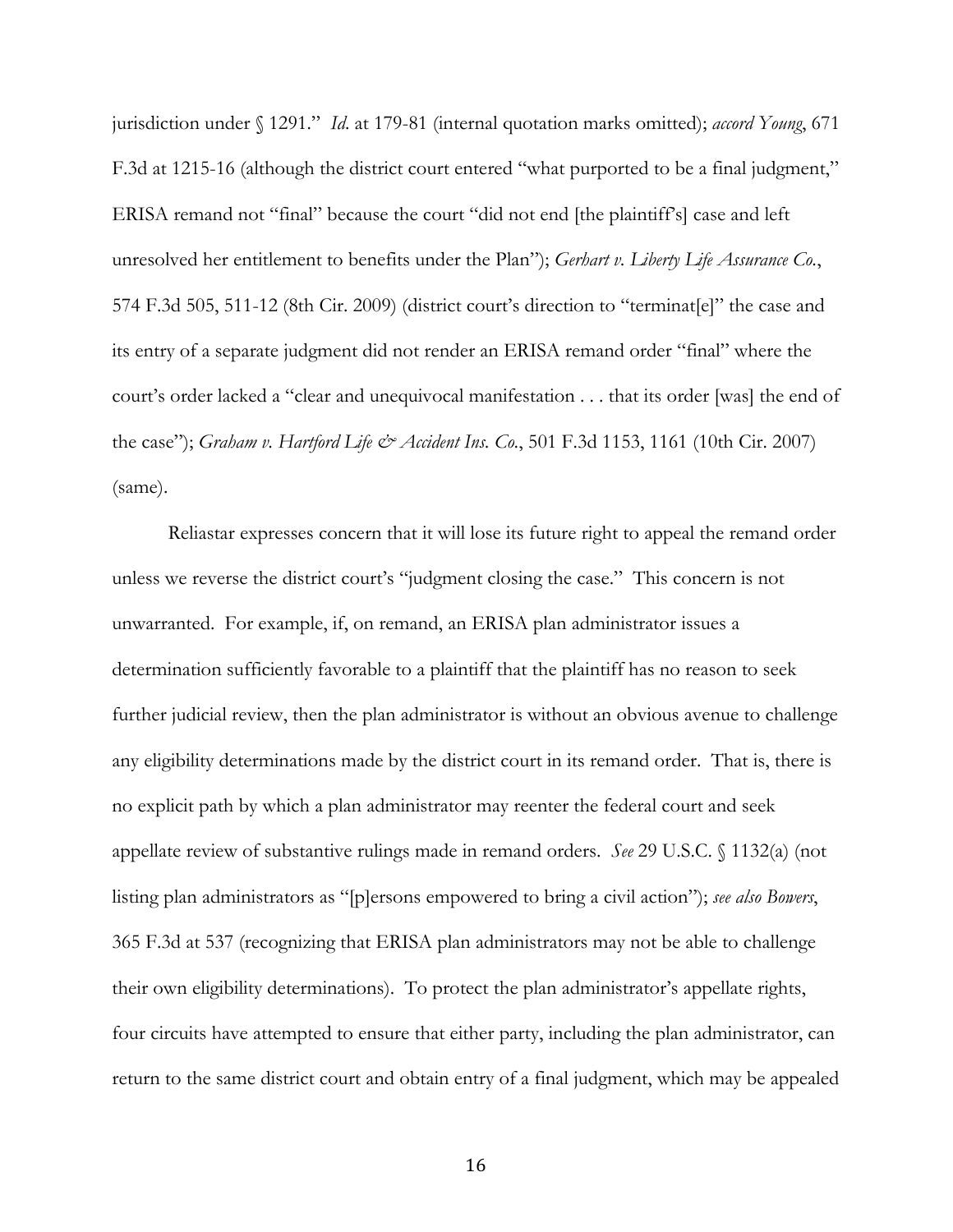jurisdiction under § 1291." *Id.* at 179-81 (internal quotation marks omitted); *accord Young*, 671 F.3d at 1215-16 (although the district court entered "what purported to be a final judgment," ERISA remand not "final" because the court "did not end [the plaintiff's] case and left unresolved her entitlement to benefits under the Plan"); *Gerhart v. Liberty Life Assurance Co.*, 574 F.3d 505, 511-12 (8th Cir. 2009) (district court's direction to "terminat[e]" the case and its entry of a separate judgment did not render an ERISA remand order "final" where the court's order lacked a "clear and unequivocal manifestation . . . that its order [was] the end of the case"); *Graham v. Hartford Life & Accident Ins. Co.*, 501 F.3d 1153, 1161 (10th Cir. 2007) (same).

Reliastar expresses concern that it will lose its future right to appeal the remand order unless we reverse the district court's "judgment closing the case." This concern is not unwarranted. For example, if, on remand, an ERISA plan administrator issues a determination sufficiently favorable to a plaintiff that the plaintiff has no reason to seek further judicial review, then the plan administrator is without an obvious avenue to challenge any eligibility determinations made by the district court in its remand order. That is, there is no explicit path by which a plan administrator may reenter the federal court and seek appellate review of substantive rulings made in remand orders. *See* 29 U.S.C. § 1132(a) (not listing plan administrators as "[p]ersons empowered to bring a civil action"); *see also Bowers*, 365 F.3d at 537 (recognizing that ERISA plan administrators may not be able to challenge their own eligibility determinations). To protect the plan administrator's appellate rights, four circuits have attempted to ensure that either party, including the plan administrator, can return to the same district court and obtain entry of a final judgment, which may be appealed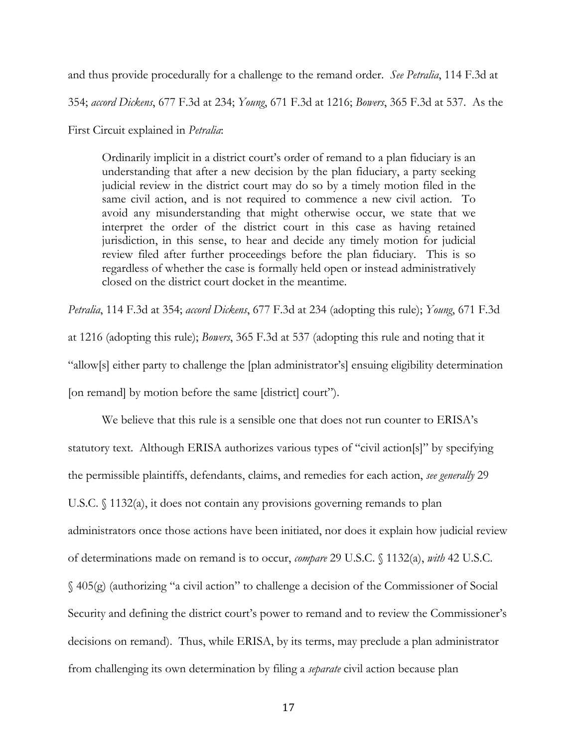and thus provide procedurally for a challenge to the remand order. *See Petralia*, 114 F.3d at 354; *accord Dickens*, 677 F.3d at 234; *Young*, 671 F.3d at 1216; *Bowers*, 365 F.3d at 537. As the First Circuit explained in *Petralia*:

> Ordinarily implicit in a district court's order of remand to a plan fiduciary is an understanding that after a new decision by the plan fiduciary, a party seeking judicial review in the district court may do so by a timely motion filed in the same civil action, and is not required to commence a new civil action. To avoid any misunderstanding that might otherwise occur, we state that we interpret the order of the district court in this case as having retained jurisdiction, in this sense, to hear and decide any timely motion for judicial review filed after further proceedings before the plan fiduciary. This is so regardless of whether the case is formally held open or instead administratively closed on the district court docket in the meantime.

*Petralia*, 114 F.3d at 354; *accord Dickens*, 677 F.3d at 234 (adopting this rule); *Young*, 671 F.3d at 1216 (adopting this rule); *Bowers*, 365 F.3d at 537 (adopting this rule and noting that it "allow[s] either party to challenge the [plan administrator's] ensuing eligibility determination [on remand] by motion before the same [district] court").

We believe that this rule is a sensible one that does not run counter to ERISA's statutory text. Although ERISA authorizes various types of "civil action[s]" by specifying the permissible plaintiffs, defendants, claims, and remedies for each action, *see generally* 29 U.S.C. § 1132(a), it does not contain any provisions governing remands to plan administrators once those actions have been initiated, nor does it explain how judicial review of determinations made on remand is to occur, *compare* 29 U.S.C. § 1132(a), *with* 42 U.S.C. § 405(g) (authorizing "a civil action" to challenge a decision of the Commissioner of Social Security and defining the district court's power to remand and to review the Commissioner's decisions on remand). Thus, while ERISA, by its terms, may preclude a plan administrator from challenging its own determination by filing a *separate* civil action because plan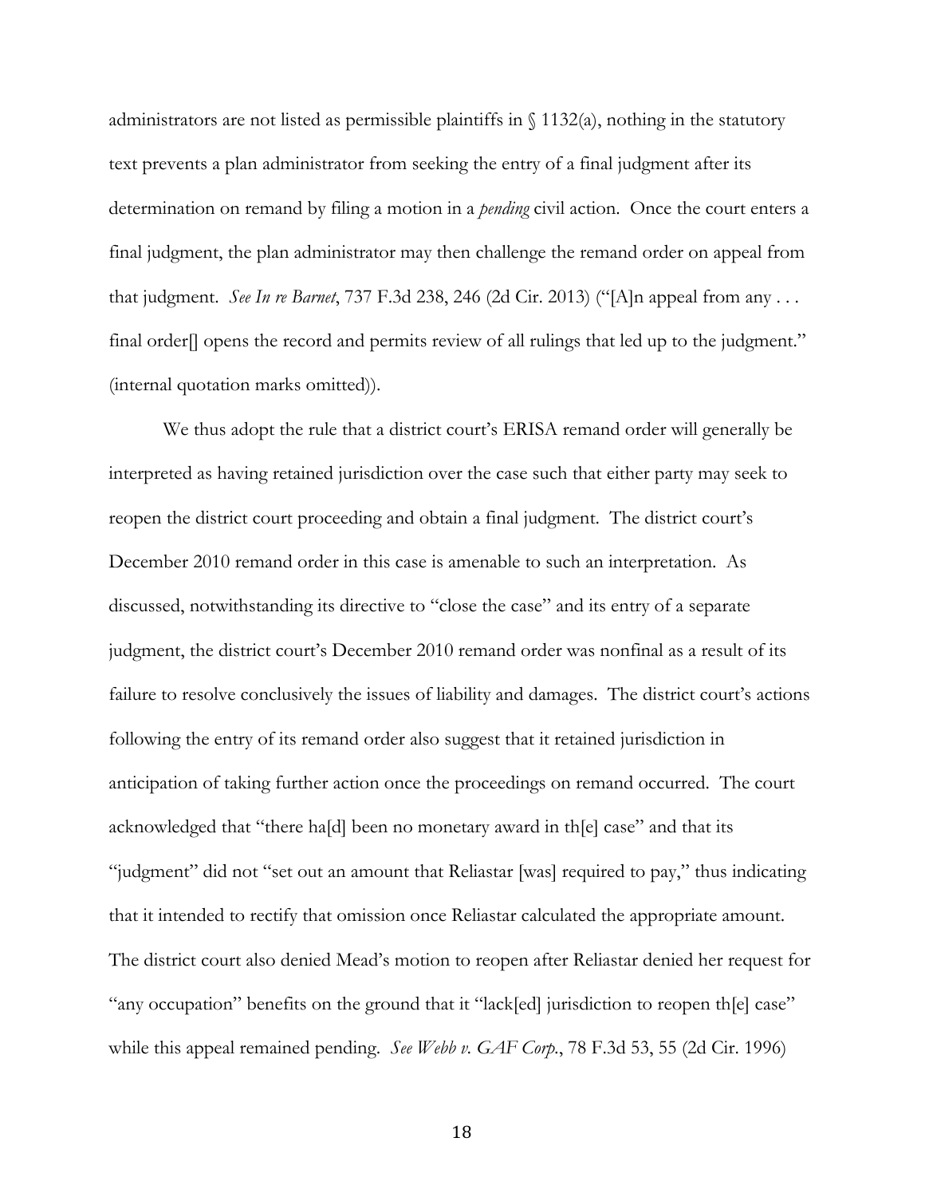administrators are not listed as permissible plaintiffs in § 1132(a), nothing in the statutory text prevents a plan administrator from seeking the entry of a final judgment after its determination on remand by filing a motion in a *pending* civil action. Once the court enters a final judgment, the plan administrator may then challenge the remand order on appeal from that judgment. *See In re Barnet*, 737 F.3d 238, 246 (2d Cir. 2013) ("[A]n appeal from any . . . final order[] opens the record and permits review of all rulings that led up to the judgment." (internal quotation marks omitted)).

We thus adopt the rule that a district court's ERISA remand order will generally be interpreted as having retained jurisdiction over the case such that either party may seek to reopen the district court proceeding and obtain a final judgment. The district court's December 2010 remand order in this case is amenable to such an interpretation. As discussed, notwithstanding its directive to "close the case" and its entry of a separate judgment, the district court's December 2010 remand order was nonfinal as a result of its failure to resolve conclusively the issues of liability and damages. The district court's actions following the entry of its remand order also suggest that it retained jurisdiction in anticipation of taking further action once the proceedings on remand occurred. The court acknowledged that "there ha[d] been no monetary award in th[e] case" and that its "judgment" did not "set out an amount that Reliastar [was] required to pay," thus indicating that it intended to rectify that omission once Reliastar calculated the appropriate amount. The district court also denied Mead's motion to reopen after Reliastar denied her request for "any occupation" benefits on the ground that it "lack[ed] jurisdiction to reopen th[e] case" while this appeal remained pending. *See Webb v. GAF Corp.*, 78 F.3d 53, 55 (2d Cir. 1996)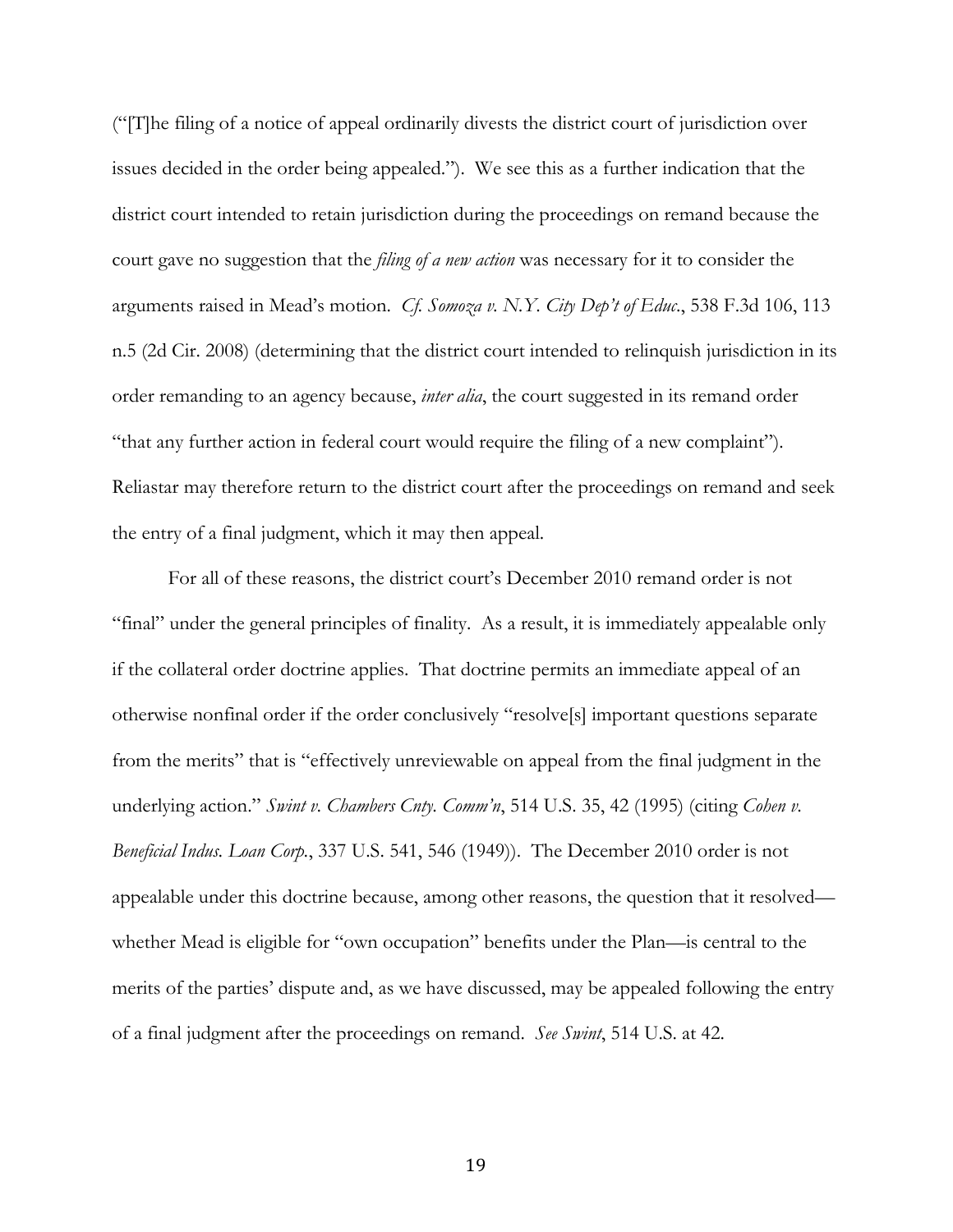("[T]he filing of a notice of appeal ordinarily divests the district court of jurisdiction over issues decided in the order being appealed."). We see this as a further indication that the district court intended to retain jurisdiction during the proceedings on remand because the court gave no suggestion that the *filing of a new action* was necessary for it to consider the arguments raised in Mead's motion. *Cf. Somoza v. N.Y. City Dep't of Educ.*, 538 F.3d 106, 113 n.5 (2d Cir. 2008) (determining that the district court intended to relinquish jurisdiction in its order remanding to an agency because, *inter alia*, the court suggested in its remand order "that any further action in federal court would require the filing of a new complaint"). Reliastar may therefore return to the district court after the proceedings on remand and seek the entry of a final judgment, which it may then appeal.

For all of these reasons, the district court's December 2010 remand order is not "final" under the general principles of finality. As a result, it is immediately appealable only if the collateral order doctrine applies. That doctrine permits an immediate appeal of an otherwise nonfinal order if the order conclusively "resolve[s] important questions separate from the merits" that is "effectively unreviewable on appeal from the final judgment in the underlying action." *Swint v. Chambers Cnty. Comm'n*, 514 U.S. 35, 42 (1995) (citing *Cohen v. Beneficial Indus. Loan Corp.*, 337 U.S. 541, 546 (1949)). The December 2010 order is not appealable under this doctrine because, among other reasons, the question that it resolved—whether Mead is eligible for "own occupation" benefits under the Plan—is central to the merits of the parties' dispute and, as we have discussed, may be appealed following the entry of a final judgment after the proceedings on remand. *See Swint*, 514 U.S. at 42.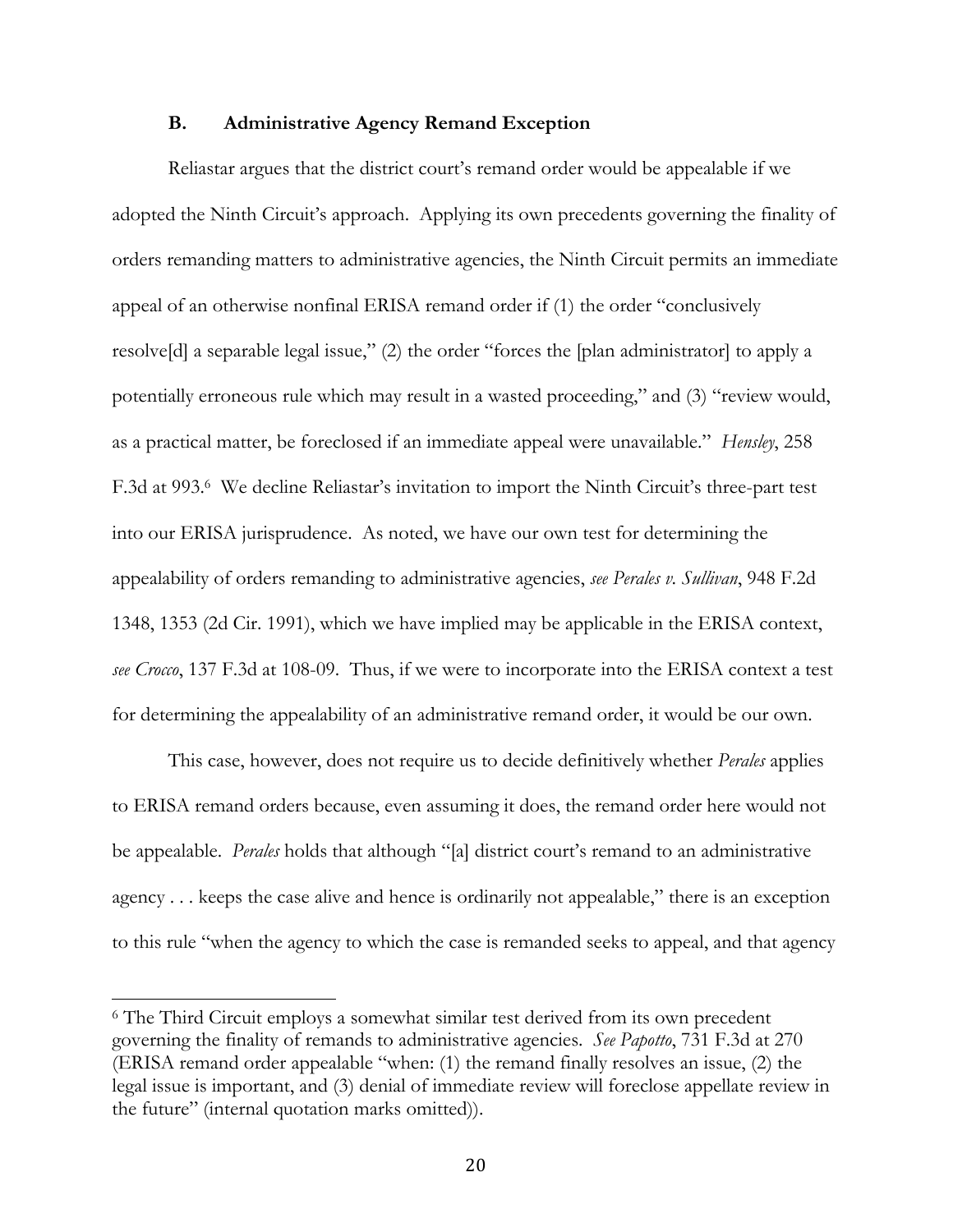### B. Administrative Agency Remand Exception

Reliastar argues that the district court's remand order would be appealable if we adopted the Ninth Circuit's approach. Applying its own precedents governing the finality of orders remanding matters to administrative agencies, the Ninth Circuit permits an immediate appeal of an otherwise nonfinal ERISA remand order if (1) the order "conclusively resolve[d] a separable legal issue," (2) the order "forces the [plan administrator] to apply a potentially erroneous rule which may result in a wasted proceeding," and (3) "review would, as a practical matter, be foreclosed if an immediate appeal were unavailable." *Hensley*, 258 F.3d at 993.[6] We decline Reliastar's invitation to import the Ninth Circuit's three-part test into our ERISA jurisprudence. As noted, we have our own test for determining the appealability of orders remanding to administrative agencies, *see Perales v. Sullivan*, 948 F.2d 1348, 1353 (2d Cir. 1991), which we have implied may be applicable in the ERISA context, *see Crocco*, 137 F.3d at 108-09. Thus, if we were to incorporate into the ERISA context a test for determining the appealability of an administrative remand order, it would be our own.

This case, however, does not require us to decide definitively whether *Perales* applies to ERISA remand orders because, even assuming it does, the remand order here would not be appealable. *Perales* holds that although "[a] district court's remand to an administrative agency . . . keeps the case alive and hence is ordinarily not appealable," there is an exception to this rule "when the agency to which the case is remanded seeks to appeal, and that agency

---

[6] The Third Circuit employs a somewhat similar test derived from its own precedent governing the finality of remands to administrative agencies. *See Papotto*, 731 F.3d at 270 (ERISA remand order appealable "when: (1) the remand finally resolves an issue, (2) the legal issue is important, and (3) denial of immediate review will foreclose appellate review in the future" (internal quotation marks omitted)).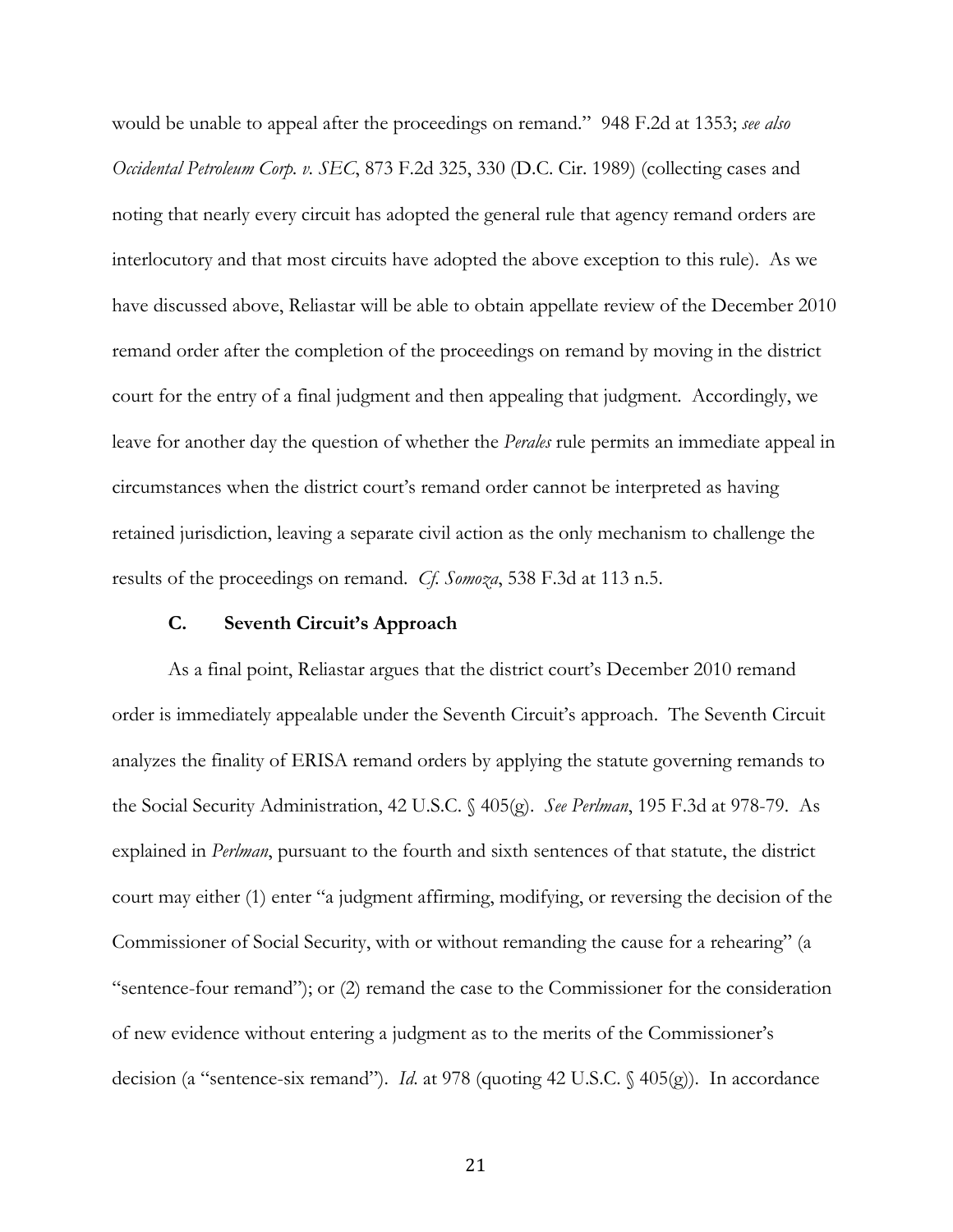would be unable to appeal after the proceedings on remand." 948 F.2d at 1353; *see also Occidental Petroleum Corp. v. SEC*, 873 F.2d 325, 330 (D.C. Cir. 1989) (collecting cases and noting that nearly every circuit has adopted the general rule that agency remand orders are interlocutory and that most circuits have adopted the above exception to this rule). As we have discussed above, Reliastar will be able to obtain appellate review of the December 2010 remand order after the completion of the proceedings on remand by moving in the district court for the entry of a final judgment and then appealing that judgment. Accordingly, we leave for another day the question of whether the *Perales* rule permits an immediate appeal in circumstances when the district court's remand order cannot be interpreted as having retained jurisdiction, leaving a separate civil action as the only mechanism to challenge the results of the proceedings on remand. *Cf. Somoza*, 538 F.3d at 113 n.5.

### C. Seventh Circuit's Approach

As a final point, Reliastar argues that the district court's December 2010 remand order is immediately appealable under the Seventh Circuit's approach. The Seventh Circuit analyzes the finality of ERISA remand orders by applying the statute governing remands to the Social Security Administration, 42 U.S.C. § 405(g). *See Perlman*, 195 F.3d at 978-79. As explained in *Perlman*, pursuant to the fourth and sixth sentences of that statute, the district court may either (1) enter "a judgment affirming, modifying, or reversing the decision of the Commissioner of Social Security, with or without remanding the cause for a rehearing" (a "sentence-four remand"); or (2) remand the case to the Commissioner for the consideration of new evidence without entering a judgment as to the merits of the Commissioner's decision (a "sentence-six remand"). *Id.* at 978 (quoting 42 U.S.C. § 405(g)). In accordance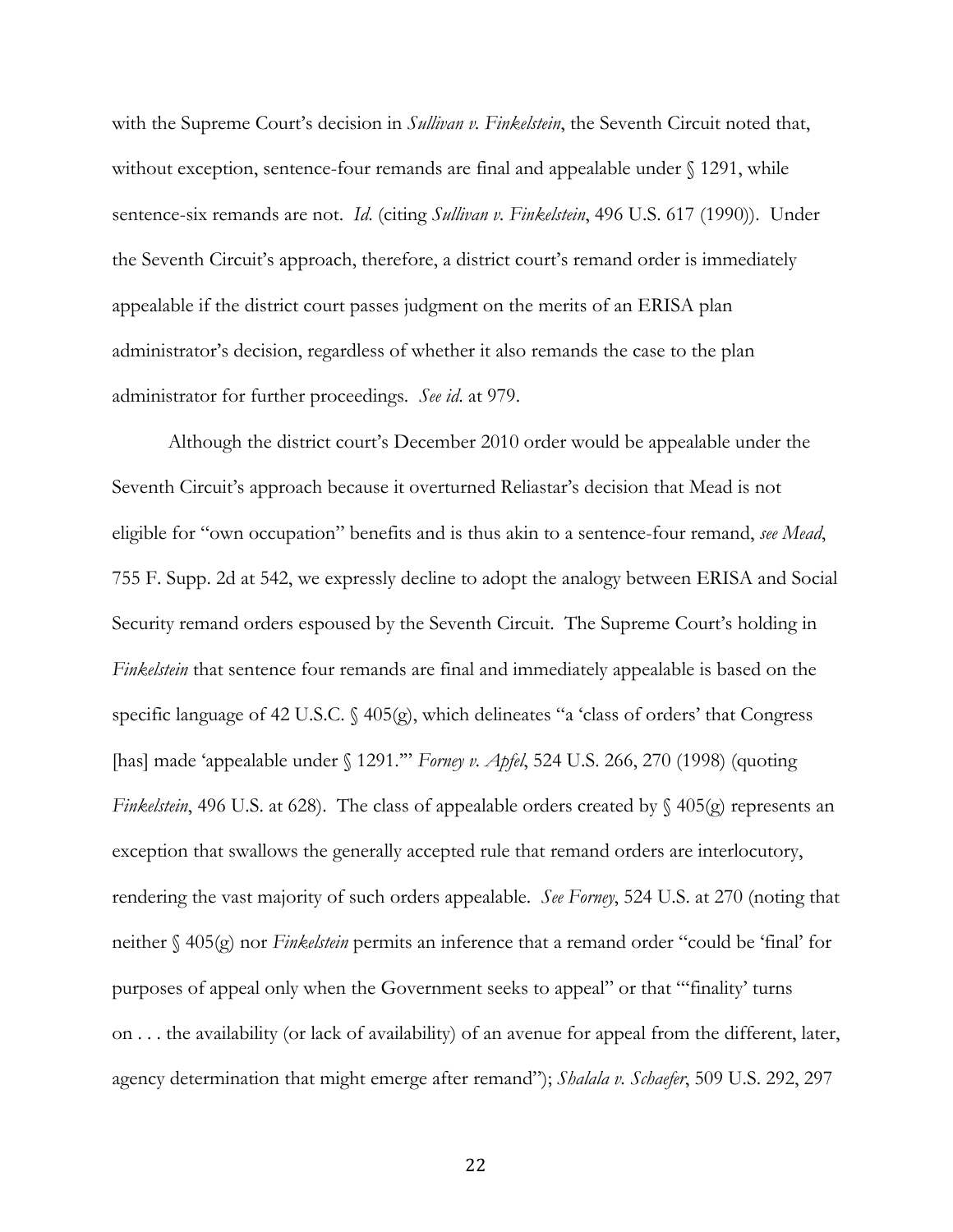with the Supreme Court's decision in *Sullivan v. Finkelstein*, the Seventh Circuit noted that, without exception, sentence-four remands are final and appealable under § 1291, while sentence-six remands are not. *Id.* (citing *Sullivan v. Finkelstein*, 496 U.S. 617 (1990)). Under the Seventh Circuit's approach, therefore, a district court's remand order is immediately appealable if the district court passes judgment on the merits of an ERISA plan administrator's decision, regardless of whether it also remands the case to the plan administrator for further proceedings. *See id.* at 979.

Although the district court's December 2010 order would be appealable under the Seventh Circuit's approach because it overturned Reliastar's decision that Mead is not eligible for "own occupation" benefits and is thus akin to a sentence-four remand, *see Mead*, 755 F. Supp. 2d at 542, we expressly decline to adopt the analogy between ERISA and Social Security remand orders espoused by the Seventh Circuit. The Supreme Court's holding in *Finkelstein* that sentence four remands are final and immediately appealable is based on the specific language of 42 U.S.C. § 405(g), which delineates "a 'class of orders' that Congress [has] made 'appealable under § 1291.'" *Forney v. Apfel*, 524 U.S. 266, 270 (1998) (quoting *Finkelstein*, 496 U.S. at 628). The class of appealable orders created by § 405(g) represents an exception that swallows the generally accepted rule that remand orders are interlocutory, rendering the vast majority of such orders appealable. *See Forney*, 524 U.S. at 270 (noting that neither § 405(g) nor *Finkelstein* permits an inference that a remand order "could be 'final' for purposes of appeal only when the Government seeks to appeal" or that "'finality' turns on . . . the availability (or lack of availability) of an avenue for appeal from the different, later, agency determination that might emerge after remand"); *Shalala v. Schaefer*, 509 U.S. 292, 297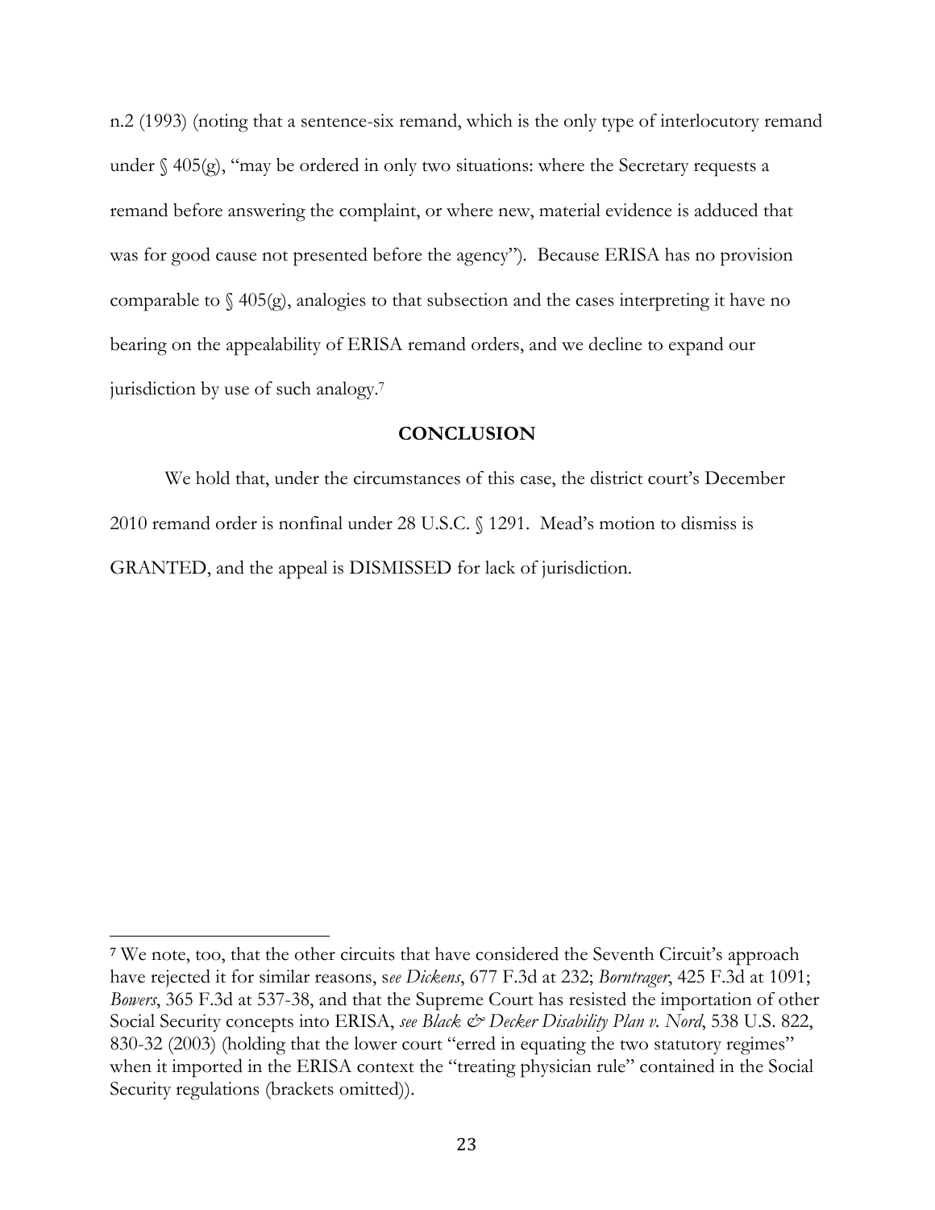n.2 (1993) (noting that a sentence-six remand, which is the only type of interlocutory remand under § 405(g), "may be ordered in only two situations: where the Secretary requests a remand before answering the complaint, or where new, material evidence is adduced that was for good cause not presented before the agency"). Because ERISA has no provision comparable to § 405(g), analogies to that subsection and the cases interpreting it have no bearing on the appealability of ERISA remand orders, and we decline to expand our jurisdiction by use of such analogy.[7]

**CONCLUSION**

We hold that, under the circumstances of this case, the district court's December 2010 remand order is nonfinal under 28 U.S.C. § 1291. Mead's motion to dismiss is GRANTED, and the appeal is DISMISSED for lack of jurisdiction.

---

[7] We note, too, that the other circuits that have considered the Seventh Circuit's approach have rejected it for similar reasons, s*ee Dickens*, 677 F.3d at 232; *Borntrager*, 425 F.3d at 1091; *Bowers*, 365 F.3d at 537-38, and that the Supreme Court has resisted the importation of other Social Security concepts into ERISA, *see Black & Decker Disability Plan v. Nord*, 538 U.S. 822, 830-32 (2003) (holding that the lower court "erred in equating the two statutory regimes" when it imported in the ERISA context the "treating physician rule" contained in the Social Security regulations (brackets omitted)).